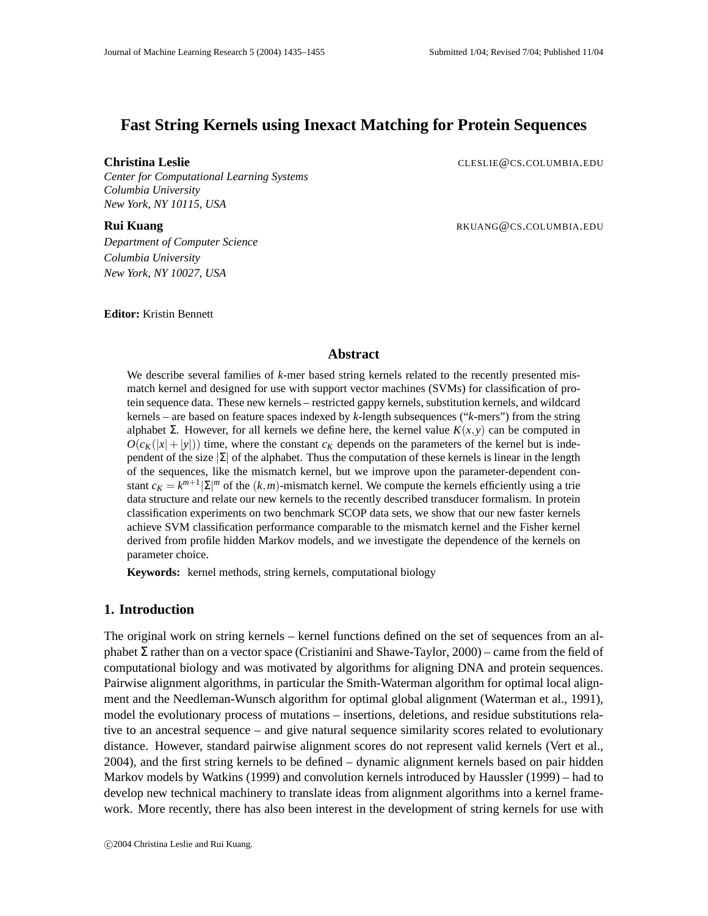# Fast String Kernels using Inexact Matching for Protein Sequences

**Christina Leslie** CLESLIE@CS.COLUMBIA.EDU
*Center for Computational Learning Systems*
*Columbia University*
*New York, NY 10115, USA*

**Rui Kuang** RKUANG@CS.COLUMBIA.EDU
*Department of Computer Science*
*Columbia University*
*New York, NY 10027, USA*

**Editor:** Kristin Bennett

## Abstract

We describe several families of $k$-mer based string kernels related to the recently presented mismatch kernel and designed for use with support vector machines (SVMs) for classification of protein sequence data. These new kernels – restricted gappy kernels, substitution kernels, and wildcard kernels – are based on feature spaces indexed by $k$-length subsequences ("$k$-mers") from the string alphabet $\Sigma$. However, for all kernels we define here, the kernel value $K(x,y)$ can be computed in $O(c_K(|x|+|y|))$ time, where the constant $c_K$ depends on the parameters of the kernel but is independent of the size $|\Sigma|$ of the alphabet. Thus the computation of these kernels is linear in the length of the sequences, like the mismatch kernel, but we improve upon the parameter-dependent constant $c_K = k^{m+1}|\Sigma|^m$ of the $(k,m)$-mismatch kernel. We compute the kernels efficiently using a trie data structure and relate our new kernels to the recently described transducer formalism. In protein classification experiments on two benchmark SCOP data sets, we show that our new faster kernels achieve SVM classification performance comparable to the mismatch kernel and the Fisher kernel derived from profile hidden Markov models, and we investigate the dependence of the kernels on parameter choice.

**Keywords:** kernel methods, string kernels, computational biology

## 1. Introduction

The original work on string kernels – kernel functions defined on the set of sequences from an alphabet $\Sigma$ rather than on a vector space (Cristianini and Shawe-Taylor, 2000) – came from the field of computational biology and was motivated by algorithms for aligning DNA and protein sequences. Pairwise alignment algorithms, in particular the Smith-Waterman algorithm for optimal local alignment and the Needleman-Wunsch algorithm for optimal global alignment (Waterman et al., 1991), model the evolutionary process of mutations – insertions, deletions, and residue substitutions relative to an ancestral sequence – and give natural sequence similarity scores related to evolutionary distance. However, standard pairwise alignment scores do not represent valid kernels (Vert et al., 2004), and the first string kernels to be defined – dynamic alignment kernels based on pair hidden Markov models by Watkins (1999) and convolution kernels introduced by Haussler (1999) – had to develop new technical machinery to translate ideas from alignment algorithms into a kernel framework. More recently, there has also been interest in the development of string kernels for use with

©2004 Christina Leslie and Rui Kuang.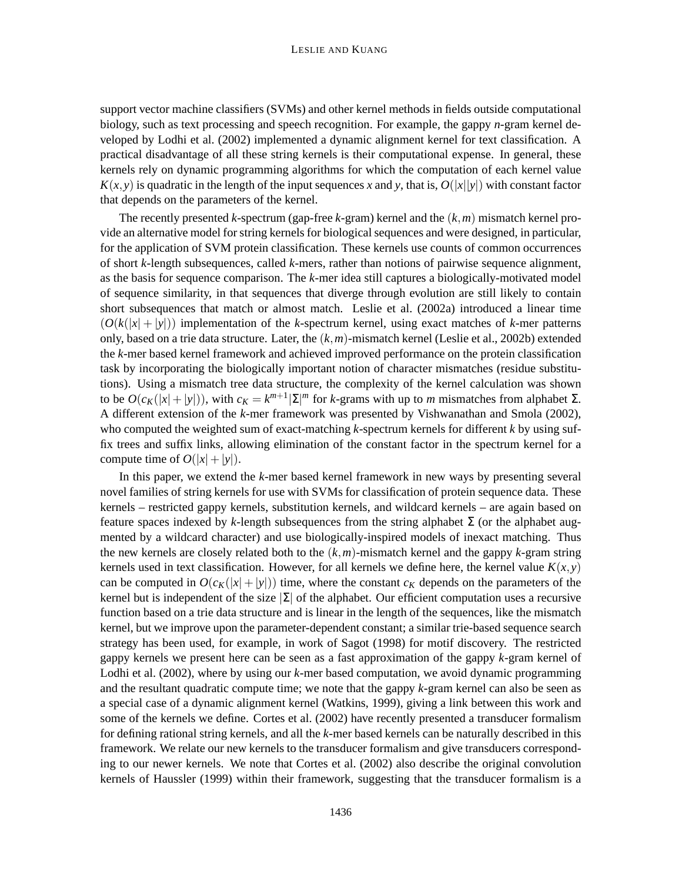support vector machine classifiers (SVMs) and other kernel methods in fields outside computational biology, such as text processing and speech recognition. For example, the gappy *n*-gram kernel developed by Lodhi et al. (2002) implemented a dynamic alignment kernel for text classification. A practical disadvantage of all these string kernels is their computational expense. In general, these kernels rely on dynamic programming algorithms for which the computation of each kernel value $K(x,y)$ is quadratic in the length of the input sequences $x$ and $y$, that is, $O(|x||y|)$ with constant factor that depends on the parameters of the kernel.

The recently presented *k*-spectrum (gap-free *k*-gram) kernel and the $(k,m)$ mismatch kernel provide an alternative model for string kernels for biological sequences and were designed, in particular, for the application of SVM protein classification. These kernels use counts of common occurrences of short *k*-length subsequences, called *k*-mers, rather than notions of pairwise sequence alignment, as the basis for sequence comparison. The *k*-mer idea still captures a biologically-motivated model of sequence similarity, in that sequences that diverge through evolution are still likely to contain short subsequences that match or almost match. Leslie et al. (2002a) introduced a linear time $(O(k(|x|+|y|))$ implementation of the *k*-spectrum kernel, using exact matches of *k*-mer patterns only, based on a trie data structure. Later, the $(k,m)$-mismatch kernel (Leslie et al., 2002b) extended the *k*-mer based kernel framework and achieved improved performance on the protein classification task by incorporating the biologically important notion of character mismatches (residue substitutions). Using a mismatch tree data structure, the complexity of the kernel calculation was shown to be $O(c_K(|x|+|y|))$, with $c_K = k^{m+1}|\Sigma|^m$ for *k*-grams with up to $m$ mismatches from alphabet $\Sigma$. A different extension of the *k*-mer framework was presented by Vishwanathan and Smola (2002), who computed the weighted sum of exact-matching *k*-spectrum kernels for different *k* by using suffix trees and suffix links, allowing elimination of the constant factor in the spectrum kernel for a compute time of $O(|x|+|y|)$.

In this paper, we extend the *k*-mer based kernel framework in new ways by presenting several novel families of string kernels for use with SVMs for classification of protein sequence data. These kernels – restricted gappy kernels, substitution kernels, and wildcard kernels – are again based on feature spaces indexed by *k*-length subsequences from the string alphabet $\Sigma$ (or the alphabet augmented by a wildcard character) and use biologically-inspired models of inexact matching. Thus the new kernels are closely related both to the $(k,m)$-mismatch kernel and the gappy *k*-gram string kernels used in text classification. However, for all kernels we define here, the kernel value $K(x,y)$ can be computed in $O(c_K(|x|+|y|))$ time, where the constant $c_K$ depends on the parameters of the kernel but is independent of the size $|\Sigma|$ of the alphabet. Our efficient computation uses a recursive function based on a trie data structure and is linear in the length of the sequences, like the mismatch kernel, but we improve upon the parameter-dependent constant; a similar trie-based sequence search strategy has been used, for example, in work of Sagot (1998) for motif discovery. The restricted gappy kernels we present here can be seen as a fast approximation of the gappy *k*-gram kernel of Lodhi et al. (2002), where by using our *k*-mer based computation, we avoid dynamic programming and the resultant quadratic compute time; we note that the gappy *k*-gram kernel can also be seen as a special case of a dynamic alignment kernel (Watkins, 1999), giving a link between this work and some of the kernels we define. Cortes et al. (2002) have recently presented a transducer formalism for defining rational string kernels, and all the *k*-mer based kernels can be naturally described in this framework. We relate our new kernels to the transducer formalism and give transducers corresponding to our newer kernels. We note that Cortes et al. (2002) also describe the original convolution kernels of Haussler (1999) within their framework, suggesting that the transducer formalism is a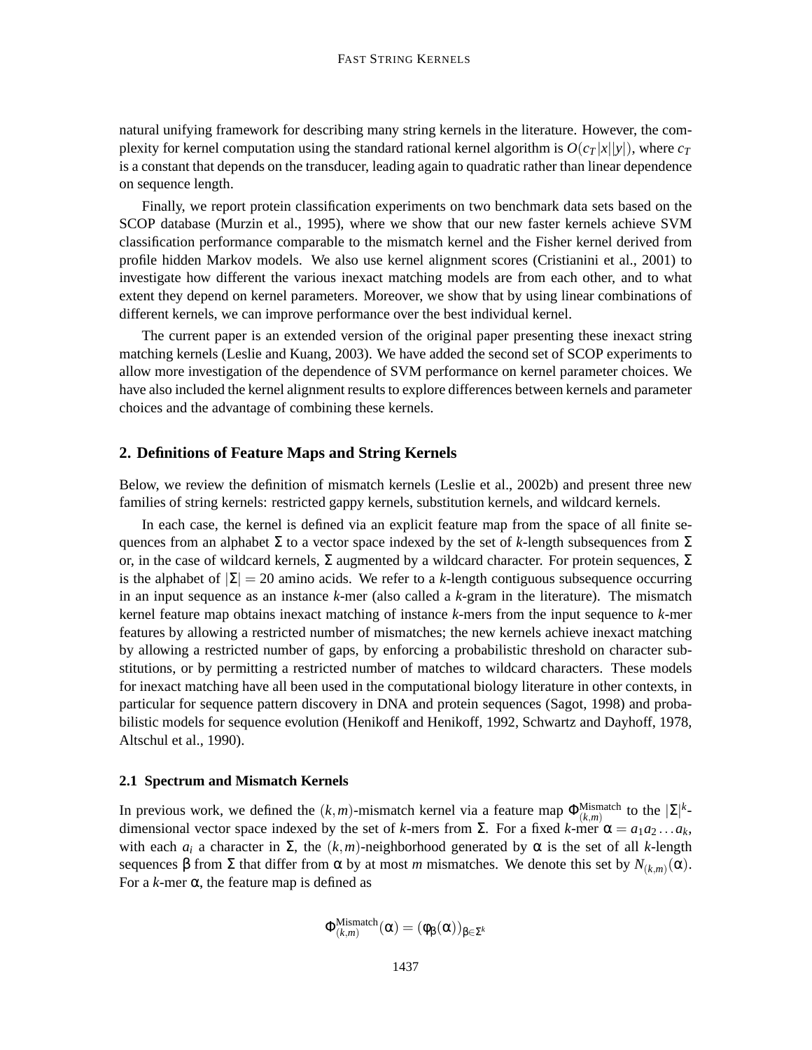natural unifying framework for describing many string kernels in the literature. However, the complexity for kernel computation using the standard rational kernel algorithm is $O(c_T|x||y|)$, where $c_T$ is a constant that depends on the transducer, leading again to quadratic rather than linear dependence on sequence length.

Finally, we report protein classification experiments on two benchmark data sets based on the SCOP database (Murzin et al., 1995), where we show that our new faster kernels achieve SVM classification performance comparable to the mismatch kernel and the Fisher kernel derived from profile hidden Markov models. We also use kernel alignment scores (Cristianini et al., 2001) to investigate how different the various inexact matching models are from each other, and to what extent they depend on kernel parameters. Moreover, we show that by using linear combinations of different kernels, we can improve performance over the best individual kernel.

The current paper is an extended version of the original paper presenting these inexact string matching kernels (Leslie and Kuang, 2003). We have added the second set of SCOP experiments to allow more investigation of the dependence of SVM performance on kernel parameter choices. We have also included the kernel alignment results to explore differences between kernels and parameter choices and the advantage of combining these kernels.

## 2. Definitions of Feature Maps and String Kernels

Below, we review the definition of mismatch kernels (Leslie et al., 2002b) and present three new families of string kernels: restricted gappy kernels, substitution kernels, and wildcard kernels.

In each case, the kernel is defined via an explicit feature map from the space of all finite sequences from an alphabet $\Sigma$ to a vector space indexed by the set of $k$-length subsequences from $\Sigma$ or, in the case of wildcard kernels, $\Sigma$ augmented by a wildcard character. For protein sequences, $\Sigma$ is the alphabet of $|\Sigma| = 20$ amino acids. We refer to a $k$-length contiguous subsequence occurring in an input sequence as an instance $k$-mer (also called a $k$-gram in the literature). The mismatch kernel feature map obtains inexact matching of instance $k$-mers from the input sequence to $k$-mer features by allowing a restricted number of mismatches; the new kernels achieve inexact matching by allowing a restricted number of gaps, by enforcing a probabilistic threshold on character substitutions, or by permitting a restricted number of matches to wildcard characters. These models for inexact matching have all been used in the computational biology literature in other contexts, in particular for sequence pattern discovery in DNA and protein sequences (Sagot, 1998) and probabilistic models for sequence evolution (Henikoff and Henikoff, 1992, Schwartz and Dayhoff, 1978, Altschul et al., 1990).

### 2.1 Spectrum and Mismatch Kernels

In previous work, we defined the $(k,m)$-mismatch kernel via a feature map $\Phi^{\text{Mismatch}}_{(k,m)}$ to the $|\Sigma|^k$-dimensional vector space indexed by the set of $k$-mers from $\Sigma$. For a fixed $k$-mer $\alpha = a_1 a_2 \ldots a_k$, with each $a_i$ a character in $\Sigma$, the $(k,m)$-neighborhood generated by $\alpha$ is the set of all $k$-length sequences $\beta$ from $\Sigma$ that differ from $\alpha$ by at most $m$ mismatches. We denote this set by $N_{(k,m)}(\alpha)$. For a $k$-mer $\alpha$, the feature map is defined as

$$\Phi^{\text{Mismatch}}_{(k,m)}(\alpha) = (\phi_\beta(\alpha))_{\beta \in \Sigma^k}$$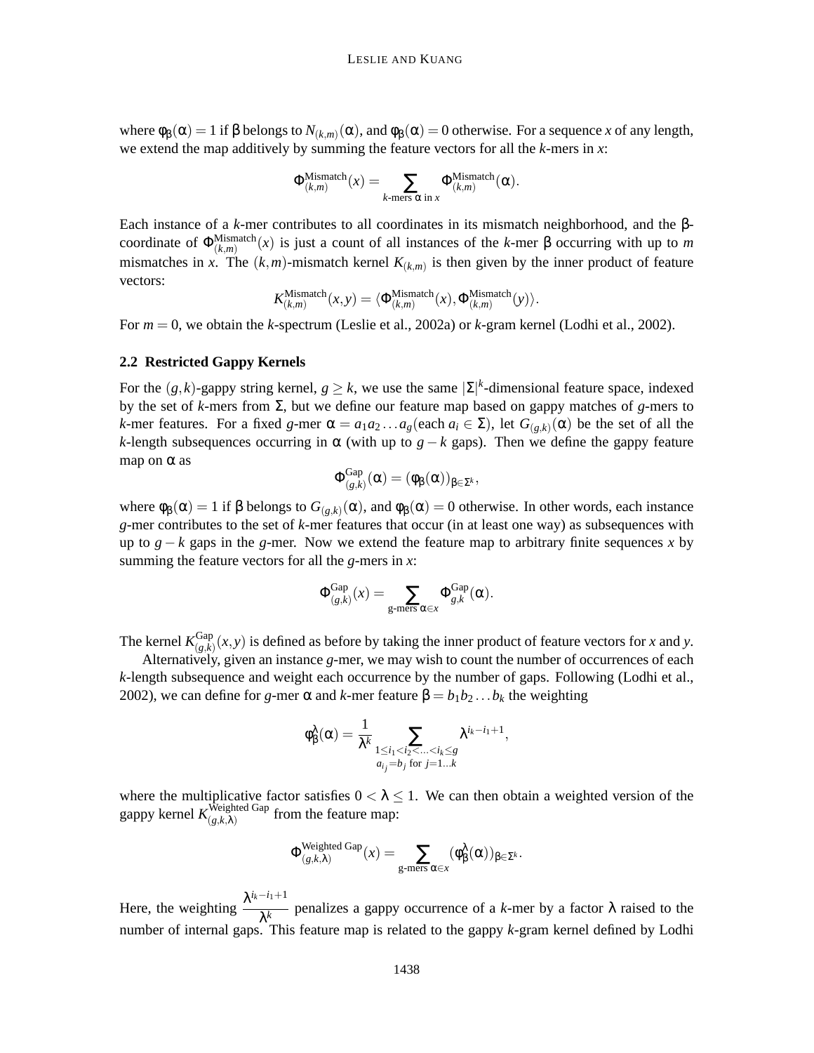where $\phi_\beta(\alpha) = 1$ if $\beta$ belongs to $N_{(k,m)}(\alpha)$, and $\phi_\beta(\alpha) = 0$ otherwise. For a sequence $x$ of any length, we extend the map additively by summing the feature vectors for all the $k$-mers in $x$:

$$\Phi^{\text{Mismatch}}_{(k,m)}(x) = \sum_{k\text{-mers } \alpha \text{ in } x} \Phi^{\text{Mismatch}}_{(k,m)}(\alpha).$$

Each instance of a $k$-mer contributes to all coordinates in its mismatch neighborhood, and the $\beta$-coordinate of $\Phi^{\text{Mismatch}}_{(k,m)}(x)$ is just a count of all instances of the $k$-mer $\beta$ occurring with up to $m$ mismatches in $x$. The $(k,m)$-mismatch kernel $K_{(k,m)}$ is then given by the inner product of feature vectors:

$$K^{\text{Mismatch}}_{(k,m)}(x,y) = \langle \Phi^{\text{Mismatch}}_{(k,m)}(x), \Phi^{\text{Mismatch}}_{(k,m)}(y) \rangle.$$

For $m = 0$, we obtain the $k$-spectrum (Leslie et al., 2002a) or $k$-gram kernel (Lodhi et al., 2002).

### 2.2 Restricted Gappy Kernels

For the $(g,k)$-gappy string kernel, $g \geq k$, we use the same $|\Sigma|^k$-dimensional feature space, indexed by the set of $k$-mers from $\Sigma$, but we define our feature map based on gappy matches of $g$-mers to $k$-mer features. For a fixed $g$-mer $\alpha = a_1 a_2 \ldots a_g$(each $a_i \in \Sigma$), let $G_{(g,k)}(\alpha)$ be the set of all the $k$-length subsequences occurring in $\alpha$ (with up to $g-k$ gaps). Then we define the gappy feature map on $\alpha$ as

$$\Phi^{\text{Gap}}_{(g,k)}(\alpha) = (\phi_\beta(\alpha))_{\beta \in \Sigma^k},$$

where $\phi_\beta(\alpha) = 1$ if $\beta$ belongs to $G_{(g,k)}(\alpha)$, and $\phi_\beta(\alpha) = 0$ otherwise. In other words, each instance $g$-mer contributes to the set of $k$-mer features that occur (in at least one way) as subsequences with up to $g-k$ gaps in the $g$-mer. Now we extend the feature map to arbitrary finite sequences $x$ by summing the feature vectors for all the $g$-mers in $x$:

$$\Phi^{\text{Gap}}_{(g,k)}(x) = \sum_{\text{g-mers } \alpha \in x} \Phi^{\text{Gap}}_{g,k}(\alpha).$$

The kernel $K^{\text{Gap}}_{(g,k)}(x,y)$ is defined as before by taking the inner product of feature vectors for $x$ and $y$.

Alternatively, given an instance $g$-mer, we may wish to count the number of occurrences of each $k$-length subsequence and weight each occurrence by the number of gaps. Following (Lodhi et al., 2002), we can define for $g$-mer $\alpha$ and $k$-mer feature $\beta = b_1 b_2 \ldots b_k$ the weighting

$$\phi^\lambda_\beta(\alpha) = \frac{1}{\lambda^k} \sum_{\substack{1 \leq i_1 < i_2 < \ldots < i_k \leq g \\ a_{i_j} = b_j \text{ for } j=1\ldots k}} \lambda^{i_k - i_1 + 1},$$

where the multiplicative factor satisfies $0 < \lambda \leq 1$. We can then obtain a weighted version of the gappy kernel $K^{\text{Weighted Gap}}_{(g,k,\lambda)}$ from the feature map:

$$\Phi^{\text{Weighted Gap}}_{(g,k,\lambda)}(x) = \sum_{\text{g-mers } \alpha \in x} (\phi^\lambda_\beta(\alpha))_{\beta \in \Sigma^k}.$$

Here, the weighting $\dfrac{\lambda^{i_k - i_1 + 1}}{\lambda^k}$ penalizes a gappy occurrence of a $k$-mer by a factor $\lambda$ raised to the number of internal gaps. This feature map is related to the gappy $k$-gram kernel defined by Lodhi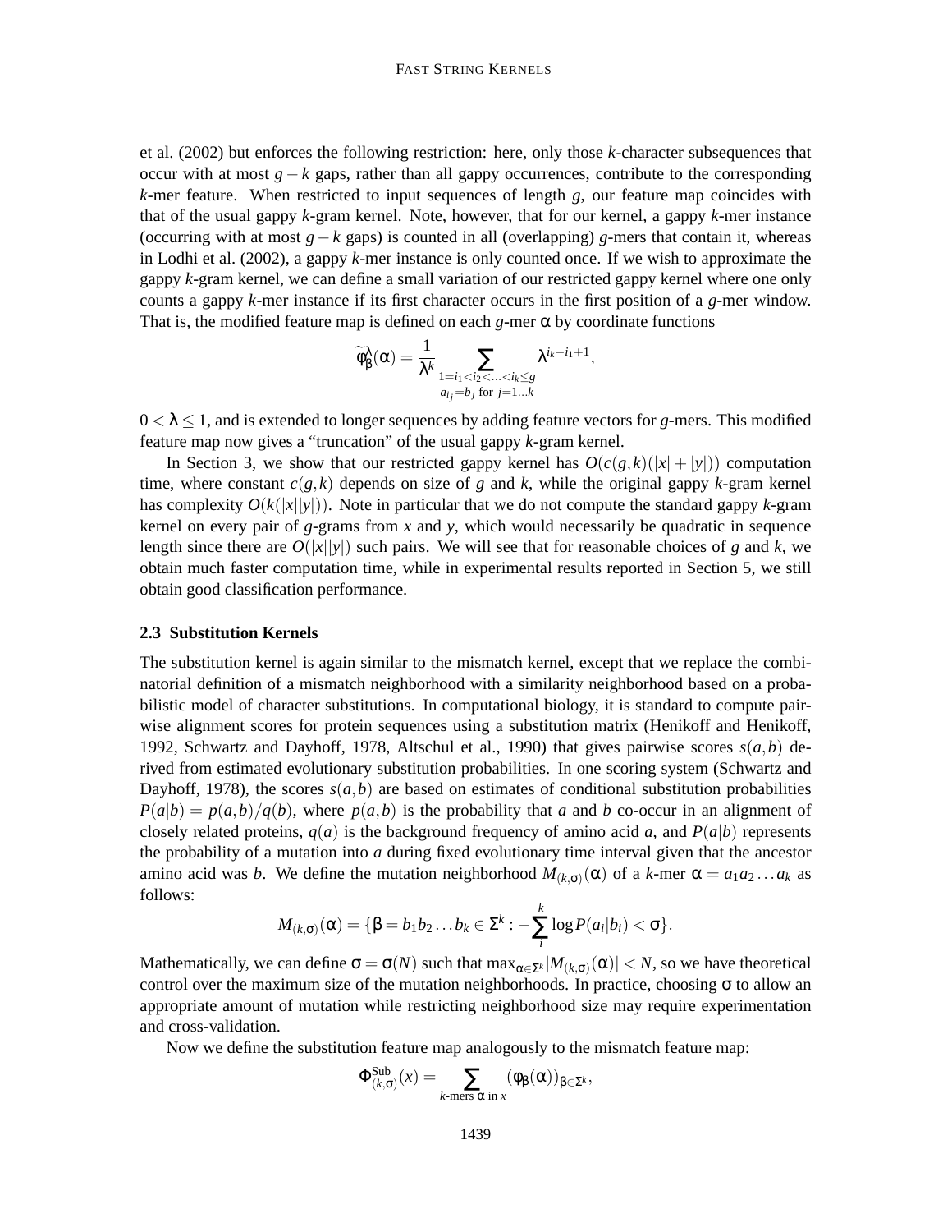et al. (2002) but enforces the following restriction: here, only those $k$-character subsequences that occur with at most $g-k$ gaps, rather than all gappy occurrences, contribute to the corresponding $k$-mer feature. When restricted to input sequences of length $g$, our feature map coincides with that of the usual gappy $k$-gram kernel. Note, however, that for our kernel, a gappy $k$-mer instance (occurring with at most $g-k$ gaps) is counted in all (overlapping) $g$-mers that contain it, whereas in Lodhi et al. (2002), a gappy $k$-mer instance is only counted once. If we wish to approximate the gappy $k$-gram kernel, we can define a small variation of our restricted gappy kernel where one only counts a gappy $k$-mer instance if its first character occurs in the first position of a $g$-mer window. That is, the modified feature map is defined on each $g$-mer $\alpha$ by coordinate functions

$$\widetilde{\phi}_{\beta}^{\lambda}(\alpha) = \frac{1}{\lambda^k} \sum_{\substack{1=i_1<i_2<\ldots<i_k\leq g \\ a_{i_j}=b_j \text{ for } j=1\ldots k}} \lambda^{i_k-i_1+1},$$

$0<\lambda\leq 1$, and is extended to longer sequences by adding feature vectors for $g$-mers. This modified feature map now gives a "truncation" of the usual gappy $k$-gram kernel.

In Section 3, we show that our restricted gappy kernel has $O(c(g,k)(|x|+|y|))$ computation time, where constant $c(g,k)$ depends on size of $g$ and $k$, while the original gappy $k$-gram kernel has complexity $O(k(|x||y|))$. Note in particular that we do not compute the standard gappy $k$-gram kernel on every pair of $g$-grams from $x$ and $y$, which would necessarily be quadratic in sequence length since there are $O(|x||y|)$ such pairs. We will see that for reasonable choices of $g$ and $k$, we obtain much faster computation time, while in experimental results reported in Section 5, we still obtain good classification performance.

### 2.3 Substitution Kernels

The substitution kernel is again similar to the mismatch kernel, except that we replace the combinatorial definition of a mismatch neighborhood with a similarity neighborhood based on a probabilistic model of character substitutions. In computational biology, it is standard to compute pairwise alignment scores for protein sequences using a substitution matrix (Henikoff and Henikoff, 1992, Schwartz and Dayhoff, 1978, Altschul et al., 1990) that gives pairwise scores $s(a,b)$ derived from estimated evolutionary substitution probabilities. In one scoring system (Schwartz and Dayhoff, 1978), the scores $s(a,b)$ are based on estimates of conditional substitution probabilities $P(a|b) = p(a,b)/q(b)$, where $p(a,b)$ is the probability that $a$ and $b$ co-occur in an alignment of closely related proteins, $q(a)$ is the background frequency of amino acid $a$, and $P(a|b)$ represents the probability of a mutation into $a$ during fixed evolutionary time interval given that the ancestor amino acid was $b$. We define the mutation neighborhood $M_{(k,\sigma)}(\alpha)$ of a $k$-mer $\alpha = a_1a_2\ldots a_k$ as follows:

$$M_{(k,\sigma)}(\alpha) = \{\beta = b_1b_2\ldots b_k \in \Sigma^k : -\sum_i^k \log P(a_i|b_i) < \sigma\}.$$

Mathematically, we can define $\sigma = \sigma(N)$ such that $\max_{\alpha\in\Sigma^k}|M_{(k,\sigma)}(\alpha)| < N$, so we have theoretical control over the maximum size of the mutation neighborhoods. In practice, choosing $\sigma$ to allow an appropriate amount of mutation while restricting neighborhood size may require experimentation and cross-validation.

Now we define the substitution feature map analogously to the mismatch feature map:

$$\Phi_{(k,\sigma)}^{\text{Sub}}(x) = \sum_{k\text{-mers } \alpha \text{ in } x} (\phi_\beta(\alpha))_{\beta\in\Sigma^k},$$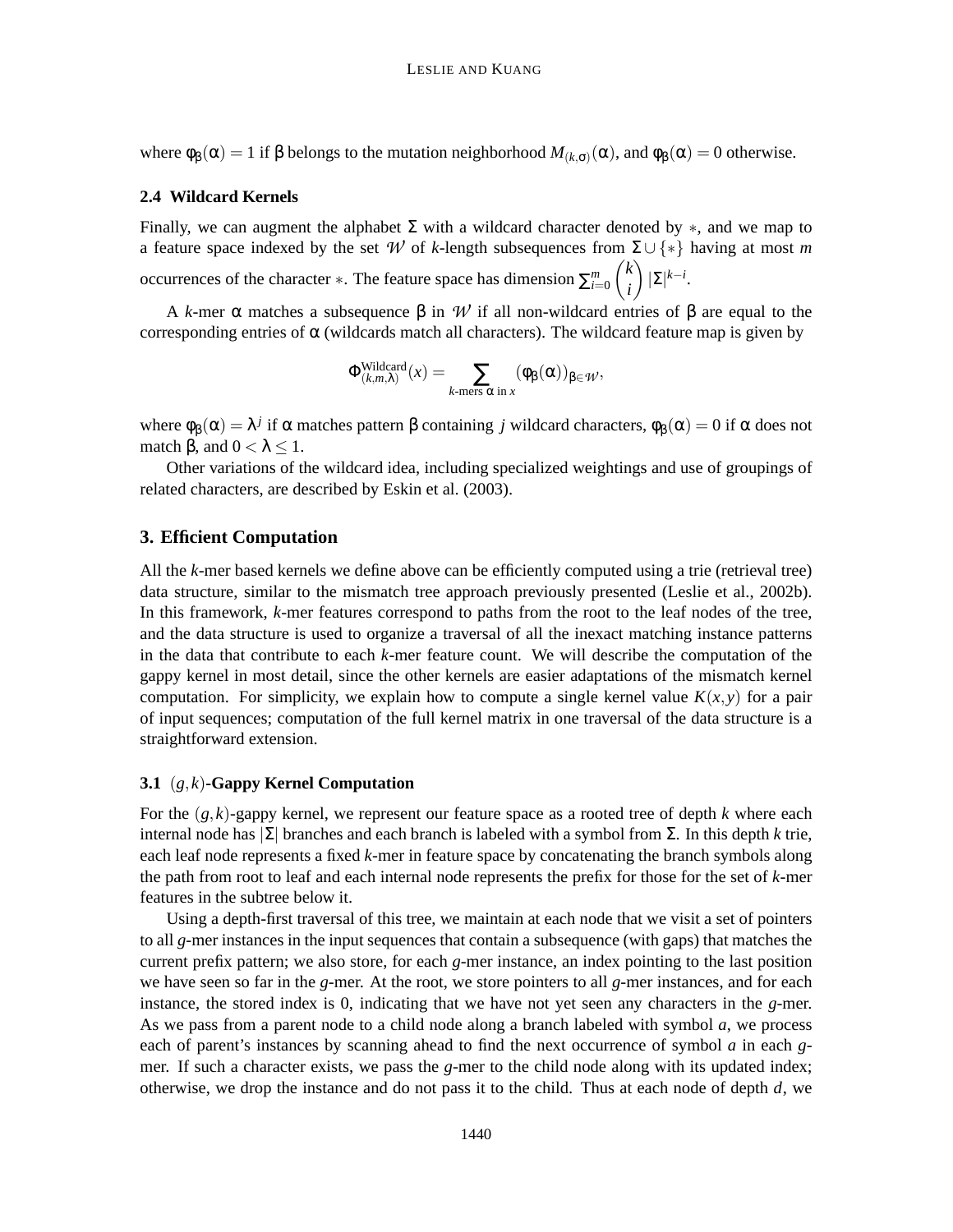where $\phi_\beta(\alpha) = 1$ if $\beta$ belongs to the mutation neighborhood $M_{(k,\sigma)}(\alpha)$, and $\phi_\beta(\alpha) = 0$ otherwise.

### 2.4 Wildcard Kernels

Finally, we can augment the alphabet $\Sigma$ with a wildcard character denoted by $*$, and we map to a feature space indexed by the set $\mathcal{W}$ of $k$-length subsequences from $\Sigma \cup \{*\}$ having at most $m$ occurrences of the character $*$. The feature space has dimension $\sum_{i=0}^{m} \binom{k}{i} |\Sigma|^{k-i}$.

A $k$-mer $\alpha$ matches a subsequence $\beta$ in $\mathcal{W}$ if all non-wildcard entries of $\beta$ are equal to the corresponding entries of $\alpha$ (wildcards match all characters). The wildcard feature map is given by

$$\Phi^{\text{Wildcard}}_{(k,m,\lambda)}(x) = \sum_{k\text{-mers } \alpha \text{ in } x} (\phi_\beta(\alpha))_{\beta \in \mathcal{W}},$$

where $\phi_\beta(\alpha) = \lambda^j$ if $\alpha$ matches pattern $\beta$ containing $j$ wildcard characters, $\phi_\beta(\alpha) = 0$ if $\alpha$ does not match $\beta$, and $0 < \lambda \leq 1$.

Other variations of the wildcard idea, including specialized weightings and use of groupings of related characters, are described by Eskin et al. (2003).

## 3. Efficient Computation

All the $k$-mer based kernels we define above can be efficiently computed using a trie (retrieval tree) data structure, similar to the mismatch tree approach previously presented (Leslie et al., 2002b). In this framework, $k$-mer features correspond to paths from the root to the leaf nodes of the tree, and the data structure is used to organize a traversal of all the inexact matching instance patterns in the data that contribute to each $k$-mer feature count. We will describe the computation of the gappy kernel in most detail, since the other kernels are easier adaptations of the mismatch kernel computation. For simplicity, we explain how to compute a single kernel value $K(x,y)$ for a pair of input sequences; computation of the full kernel matrix in one traversal of the data structure is a straightforward extension.

### 3.1 $(g,k)$-Gappy Kernel Computation

For the $(g,k)$-gappy kernel, we represent our feature space as a rooted tree of depth $k$ where each internal node has $|\Sigma|$ branches and each branch is labeled with a symbol from $\Sigma$. In this depth $k$ trie, each leaf node represents a fixed $k$-mer in feature space by concatenating the branch symbols along the path from root to leaf and each internal node represents the prefix for those for the set of $k$-mer features in the subtree below it.

Using a depth-first traversal of this tree, we maintain at each node that we visit a set of pointers to all $g$-mer instances in the input sequences that contain a subsequence (with gaps) that matches the current prefix pattern; we also store, for each $g$-mer instance, an index pointing to the last position we have seen so far in the $g$-mer. At the root, we store pointers to all $g$-mer instances, and for each instance, the stored index is 0, indicating that we have not yet seen any characters in the $g$-mer. As we pass from a parent node to a child node along a branch labeled with symbol $a$, we process each of parent's instances by scanning ahead to find the next occurrence of symbol $a$ in each $g$-mer. If such a character exists, we pass the $g$-mer to the child node along with its updated index; otherwise, we drop the instance and do not pass it to the child. Thus at each node of depth $d$, we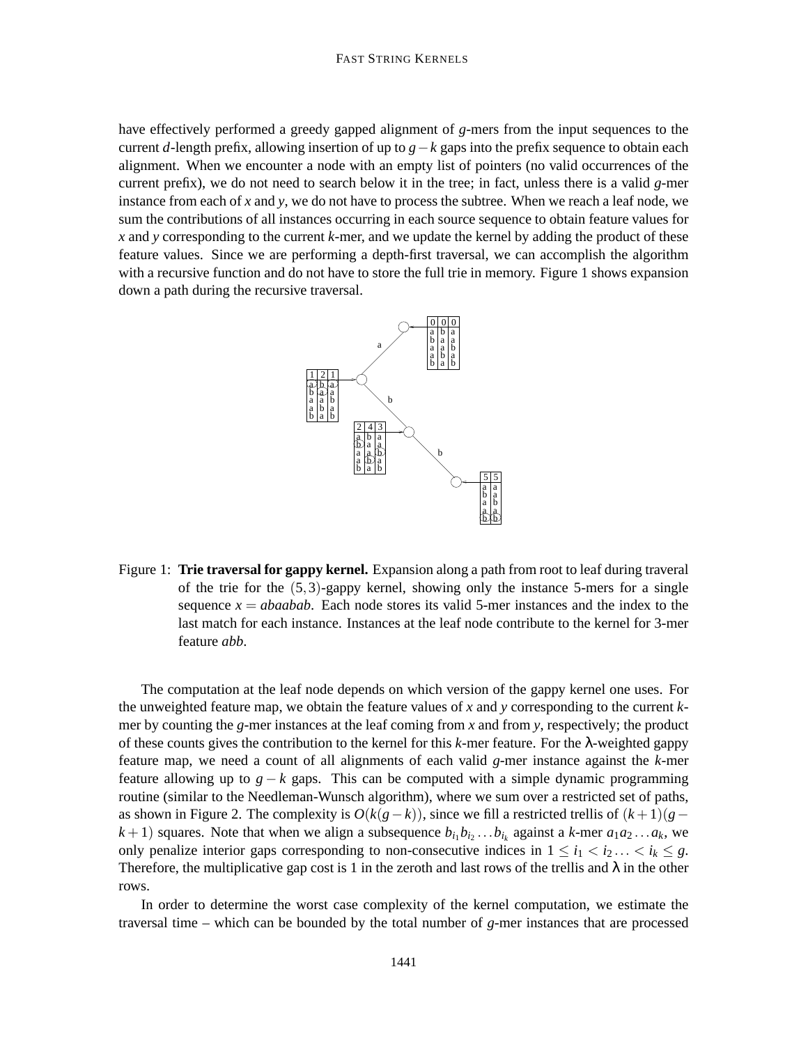have effectively performed a greedy gapped alignment of $g$-mers from the input sequences to the current $d$-length prefix, allowing insertion of up to $g-k$ gaps into the prefix sequence to obtain each alignment. When we encounter a node with an empty list of pointers (no valid occurrences of the current prefix), we do not need to search below it in the tree; in fact, unless there is a valid $g$-mer instance from each of $x$ and $y$, we do not have to process the subtree. When we reach a leaf node, we sum the contributions of all instances occurring in each source sequence to obtain feature values for $x$ and $y$ corresponding to the current $k$-mer, and we update the kernel by adding the product of these feature values. Since we are performing a depth-first traversal, we can accomplish the algorithm with a recursive function and do not have to store the full trie in memory. Figure 1 shows expansion down a path during the recursive traversal.

Figure 1: **Trie traversal for gappy kernel.** Expansion along a path from root to leaf during traveral of the trie for the $(5,3)$-gappy kernel, showing only the instance 5-mers for a single sequence $x = abaabab$. Each node stores its valid 5-mer instances and the index to the last match for each instance. Instances at the leaf node contribute to the kernel for 3-mer feature *abb*.

The computation at the leaf node depends on which version of the gappy kernel one uses. For the unweighted feature map, we obtain the feature values of $x$ and $y$ corresponding to the current $k$-mer by counting the $g$-mer instances at the leaf coming from $x$ and from $y$, respectively; the product of these counts gives the contribution to the kernel for this $k$-mer feature. For the $\lambda$-weighted gappy feature map, we need a count of all alignments of each valid $g$-mer instance against the $k$-mer feature allowing up to $g-k$ gaps. This can be computed with a simple dynamic programming routine (similar to the Needleman-Wunsch algorithm), where we sum over a restricted set of paths, as shown in Figure 2. The complexity is $O(k(g-k))$, since we fill a restricted trellis of $(k+1)(g-k+1)$ squares. Note that when we align a subsequence $b_{i_1}b_{i_2}\dots b_{i_k}$ against a $k$-mer $a_1a_2\dots a_k$, we only penalize interior gaps corresponding to non-consecutive indices in $1 \leq i_1 < i_2 \dots < i_k \leq g$. Therefore, the multiplicative gap cost is 1 in the zeroth and last rows of the trellis and $\lambda$ in the other rows.

In order to determine the worst case complexity of the kernel computation, we estimate the traversal time – which can be bounded by the total number of $g$-mer instances that are processed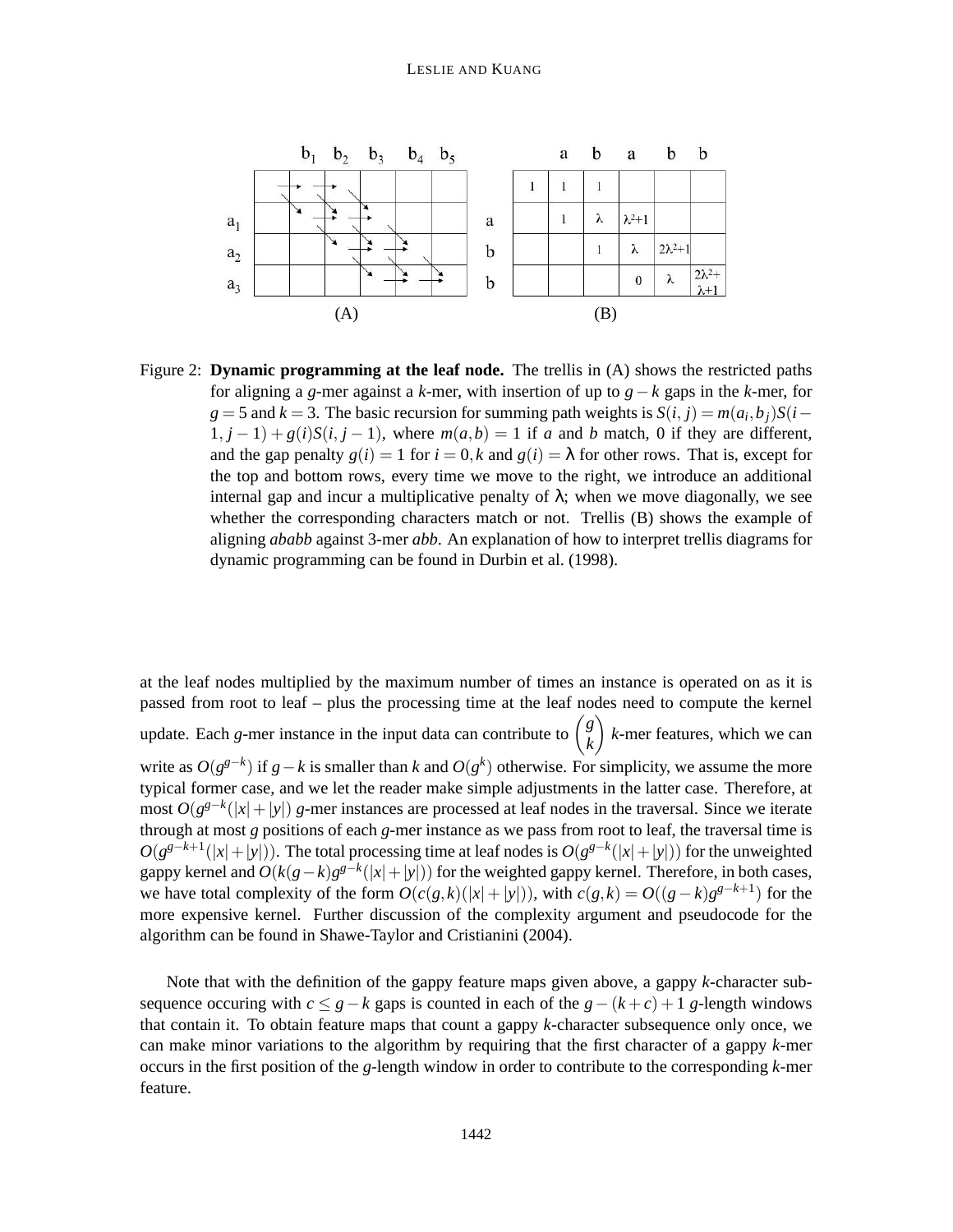Figure 2: **Dynamic programming at the leaf node.** The trellis in (A) shows the restricted paths for aligning a $g$-mer against a $k$-mer, with insertion of up to $g-k$ gaps in the $k$-mer, for $g=5$ and $k=3$. The basic recursion for summing path weights is $S(i,j) = m(a_i,b_j)S(i-1,j-1) + g(i)S(i,j-1)$, where $m(a,b)=1$ if $a$ and $b$ match, 0 if they are different, and the gap penalty $g(i)=1$ for $i=0,k$ and $g(i)=\lambda$ for other rows. That is, except for the top and bottom rows, every time we move to the right, we introduce an additional internal gap and incur a multiplicative penalty of $\lambda$; when we move diagonally, we see whether the corresponding characters match or not. Trellis (B) shows the example of aligning *ababb* against 3-mer *abb*. An explanation of how to interpret trellis diagrams for dynamic programming can be found in Durbin et al. (1998).

at the leaf nodes multiplied by the maximum number of times an instance is operated on as it is passed from root to leaf – plus the processing time at the leaf nodes need to compute the kernel update. Each $g$-mer instance in the input data can contribute to $\binom{g}{k}$ $k$-mer features, which we can write as $O(g^{g-k})$ if $g-k$ is smaller than $k$ and $O(g^k)$ otherwise. For simplicity, we assume the more typical former case, and we let the reader make simple adjustments in the latter case. Therefore, at most $O(g^{g-k}(|x|+|y|))$ $g$-mer instances are processed at leaf nodes in the traversal. Since we iterate through at most $g$ positions of each $g$-mer instance as we pass from root to leaf, the traversal time is $O(g^{g-k+1}(|x|+|y|))$. The total processing time at leaf nodes is $O(g^{g-k}(|x|+|y|))$ for the unweighted gappy kernel and $O(k(g-k)g^{g-k}(|x|+|y|))$ for the weighted gappy kernel. Therefore, in both cases, we have total complexity of the form $O(c(g,k)(|x|+|y|))$, with $c(g,k) = O((g-k)g^{g-k+1})$ for the more expensive kernel. Further discussion of the complexity argument and pseudocode for the algorithm can be found in Shawe-Taylor and Cristianini (2004).

Note that with the definition of the gappy feature maps given above, a gappy $k$-character subsequence occuring with $c \leq g-k$ gaps is counted in each of the $g-(k+c)+1$ $g$-length windows that contain it. To obtain feature maps that count a gappy $k$-character subsequence only once, we can make minor variations to the algorithm by requiring that the first character of a gappy $k$-mer occurs in the first position of the $g$-length window in order to contribute to the corresponding $k$-mer feature.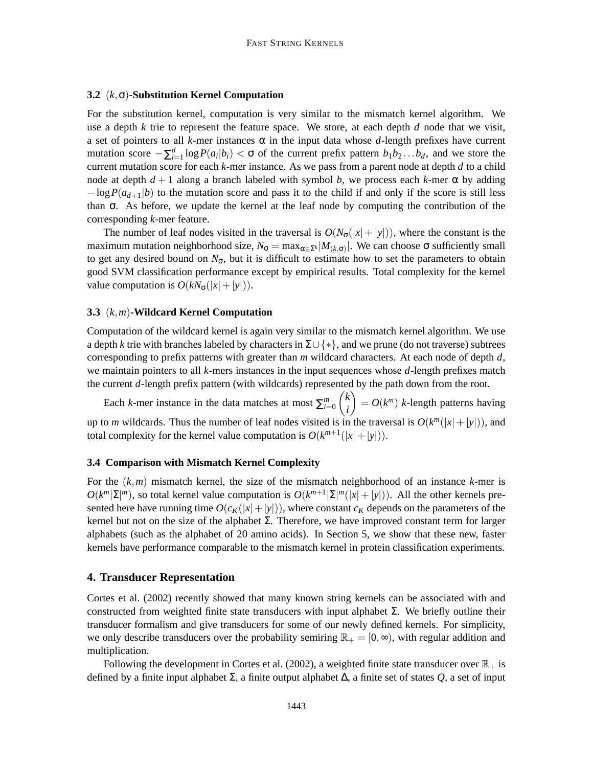### 3.2 $(k,\sigma)$-Substitution Kernel Computation

For the substitution kernel, computation is very similar to the mismatch kernel algorithm. We use a depth $k$ trie to represent the feature space. We store, at each depth $d$ node that we visit, a set of pointers to all $k$-mer instances $\alpha$ in the input data whose $d$-length prefixes have current mutation score $-\sum_{i=1}^{d} \log P(a_i|b_i) < \sigma$ of the current prefix pattern $b_1 b_2 \ldots b_d$, and we store the current mutation score for each $k$-mer instance. As we pass from a parent node at depth $d$ to a child node at depth $d+1$ along a branch labeled with symbol $b$, we process each $k$-mer $\alpha$ by adding $-\log P(a_{d+1}|b)$ to the mutation score and pass it to the child if and only if the score is still less than $\sigma$. As before, we update the kernel at the leaf node by computing the contribution of the corresponding $k$-mer feature.

The number of leaf nodes visited in the traversal is $O(N_\sigma(|x|+|y|))$, where the constant is the maximum mutation neighborhood size, $N_\sigma = \max_{\alpha \in \Sigma^k} |M_{(k,\sigma)}|$. We can choose $\sigma$ sufficiently small to get any desired bound on $N_\sigma$, but it is difficult to estimate how to set the parameters to obtain good SVM classification performance except by empirical results. Total complexity for the kernel value computation is $O(kN_\sigma(|x|+|y|))$.

### 3.3 $(k,m)$-Wildcard Kernel Computation

Computation of the wildcard kernel is again very similar to the mismatch kernel algorithm. We use a depth $k$ trie with branches labeled by characters in $\Sigma \cup \{*\}$, and we prune (do not traverse) subtrees corresponding to prefix patterns with greater than $m$ wildcard characters. At each node of depth $d$, we maintain pointers to all $k$-mers instances in the input sequences whose $d$-length prefixes match the current $d$-length prefix pattern (with wildcards) represented by the path down from the root.

Each $k$-mer instance in the data matches at most $\sum_{i=0}^{m} \binom{k}{i} = O(k^m)$ $k$-length patterns having up to $m$ wildcards. Thus the number of leaf nodes visited is in the traversal is $O(k^m(|x|+|y|))$, and total complexity for the kernel value computation is $O(k^{m+1}(|x|+|y|))$.

### 3.4 Comparison with Mismatch Kernel Complexity

For the $(k,m)$ mismatch kernel, the size of the mismatch neighborhood of an instance $k$-mer is $O(k^m|\Sigma|^m)$, so total kernel value computation is $O(k^{m+1}|\Sigma|^m(|x|+|y|))$. All the other kernels presented here have running time $O(c_K(|x|+|y|))$, where constant $c_K$ depends on the parameters of the kernel but not on the size of the alphabet $\Sigma$. Therefore, we have improved constant term for larger alphabets (such as the alphabet of 20 amino acids). In Section 5, we show that these new, faster kernels have performance comparable to the mismatch kernel in protein classification experiments.

## 4. Transducer Representation

Cortes et al. (2002) recently showed that many known string kernels can be associated with and constructed from weighted finite state transducers with input alphabet $\Sigma$. We briefly outline their transducer formalism and give transducers for some of our newly defined kernels. For simplicity, we only describe transducers over the probability semiring $\mathbb{R}_+ = [0,\infty)$, with regular addition and multiplication.

Following the development in Cortes et al. (2002), a weighted finite state transducer over $\mathbb{R}_+$ is defined by a finite input alphabet $\Sigma$, a finite output alphabet $\Delta$, a finite set of states $Q$, a set of input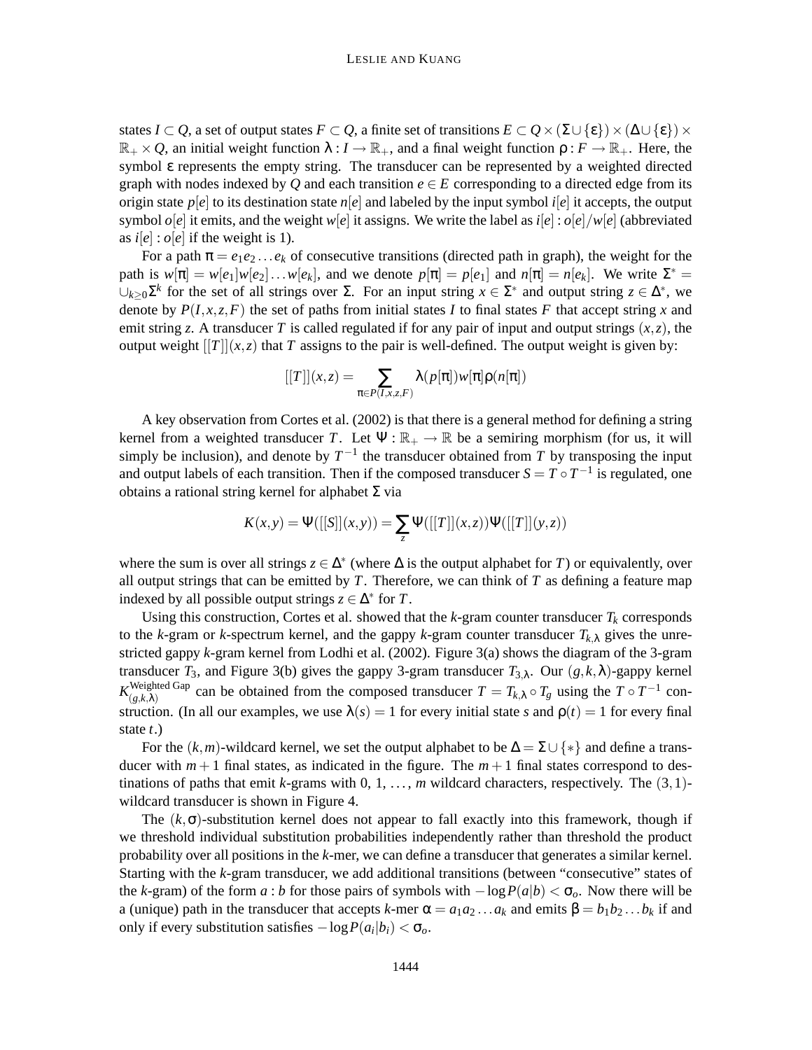states $I \subset Q$, a set of output states $F \subset Q$, a finite set of transitions $E \subset Q \times (\Sigma \cup \{\varepsilon\}) \times (\Delta \cup \{\varepsilon\}) \times \mathbb{R}_+ \times Q$, an initial weight function $\lambda : I \to \mathbb{R}_+$, and a final weight function $\rho : F \to \mathbb{R}_+$. Here, the symbol $\varepsilon$ represents the empty string. The transducer can be represented by a weighted directed graph with nodes indexed by $Q$ and each transition $e \in E$ corresponding to a directed edge from its origin state $p[e]$ to its destination state $n[e]$ and labeled by the input symbol $i[e]$ it accepts, the output symbol $o[e]$ it emits, and the weight $w[e]$ it assigns. We write the label as $i[e] : o[e]/w[e]$ (abbreviated as $i[e] : o[e]$ if the weight is 1).

For a path $\pi = e_1 e_2 \ldots e_k$ of consecutive transitions (directed path in graph), the weight for the path is $w[\pi] = w[e_1]w[e_2]\ldots w[e_k]$, and we denote $p[\pi] = p[e_1]$ and $n[\pi] = n[e_k]$. We write $\Sigma^* = \cup_{k \geq 0} \Sigma^k$ for the set of all strings over $\Sigma$. For an input string $x \in \Sigma^*$ and output string $z \in \Delta^*$, we denote by $P(I, x, z, F)$ the set of paths from initial states $I$ to final states $F$ that accept string $x$ and emit string $z$. A transducer $T$ is called regulated if for any pair of input and output strings $(x, z)$, the output weight $[[T]](x, z)$ that $T$ assigns to the pair is well-defined. The output weight is given by:

$$[[T]](x,z) = \sum_{\pi \in P(I,x,z,F)} \lambda(p[\pi]) w[\pi] \rho(n[\pi])$$

A key observation from Cortes et al. (2002) is that there is a general method for defining a string kernel from a weighted transducer $T$. Let $\Psi : \mathbb{R}_+ \to \mathbb{R}$ be a semiring morphism (for us, it will simply be inclusion), and denote by $T^{-1}$ the transducer obtained from $T$ by transposing the input and output labels of each transition. Then if the composed transducer $S = T \circ T^{-1}$ is regulated, one obtains a rational string kernel for alphabet $\Sigma$ via

$$K(x,y) = \Psi([[S]](x,y)) = \sum_z \Psi([[T]](x,z)) \Psi([[T]](y,z))$$

where the sum is over all strings $z \in \Delta^*$ (where $\Delta$ is the output alphabet for $T$) or equivalently, over all output strings that can be emitted by $T$. Therefore, we can think of $T$ as defining a feature map indexed by all possible output strings $z \in \Delta^*$ for $T$.

Using this construction, Cortes et al. showed that the $k$-gram counter transducer $T_k$ corresponds to the $k$-gram or $k$-spectrum kernel, and the gappy $k$-gram counter transducer $T_{k,\lambda}$ gives the unrestricted gappy $k$-gram kernel from Lodhi et al. (2002). Figure 3(a) shows the diagram of the 3-gram transducer $T_3$, and Figure 3(b) gives the gappy 3-gram transducer $T_{3,\lambda}$. Our $(g,k,\lambda)$-gappy kernel $K^{\text{Weighted Gap}}_{(g,k,\lambda)}$ can be obtained from the composed transducer $T = T_{k,\lambda} \circ T_g$ using the $T \circ T^{-1}$ construction. (In all our examples, we use $\lambda(s) = 1$ for every initial state $s$ and $\rho(t) = 1$ for every final state $t$.)

For the $(k,m)$-wildcard kernel, we set the output alphabet to be $\Delta = \Sigma \cup \{*\}$ and define a transducer with $m+1$ final states, as indicated in the figure. The $m+1$ final states correspond to destinations of paths that emit $k$-grams with 0, 1, ..., $m$ wildcard characters, respectively. The $(3,1)$-wildcard transducer is shown in Figure 4.

The $(k,\sigma)$-substitution kernel does not appear to fall exactly into this framework, though if we threshold individual substitution probabilities independently rather than threshold the product probability over all positions in the $k$-mer, we can define a transducer that generates a similar kernel. Starting with the $k$-gram transducer, we add additional transitions (between "consecutive" states of the $k$-gram) of the form $a : b$ for those pairs of symbols with $-\log P(a|b) < \sigma_o$. Now there will be a (unique) path in the transducer that accepts $k$-mer $\alpha = a_1 a_2 \ldots a_k$ and emits $\beta = b_1 b_2 \ldots b_k$ if and only if every substitution satisfies $-\log P(a_i|b_i) < \sigma_o$.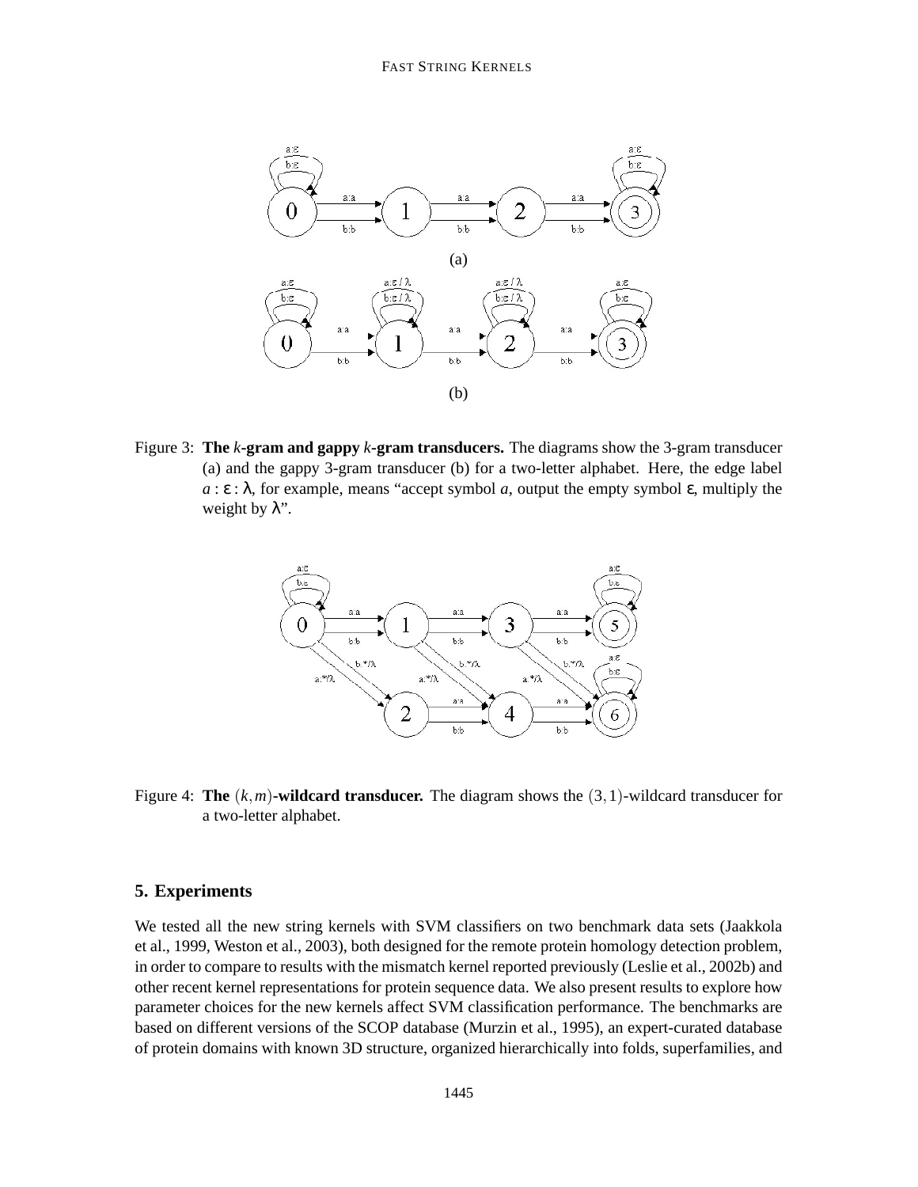Figure 3: **The *k*-gram and gappy *k*-gram transducers.** The diagrams show the 3-gram transducer (a) and the gappy 3-gram transducer (b) for a two-letter alphabet. Here, the edge label $a : \varepsilon : \lambda$, for example, means "accept symbol $a$, output the empty symbol $\varepsilon$, multiply the weight by $\lambda$".

Figure 4: **The $(k,m)$-wildcard transducer.** The diagram shows the $(3,1)$-wildcard transducer for a two-letter alphabet.

## 5. Experiments

We tested all the new string kernels with SVM classifiers on two benchmark data sets (Jaakkola et al., 1999, Weston et al., 2003), both designed for the remote protein homology detection problem, in order to compare to results with the mismatch kernel reported previously (Leslie et al., 2002b) and other recent kernel representations for protein sequence data. We also present results to explore how parameter choices for the new kernels affect SVM classification performance. The benchmarks are based on different versions of the SCOP database (Murzin et al., 1995), an expert-curated database of protein domains with known 3D structure, organized hierarchically into folds, superfamilies, and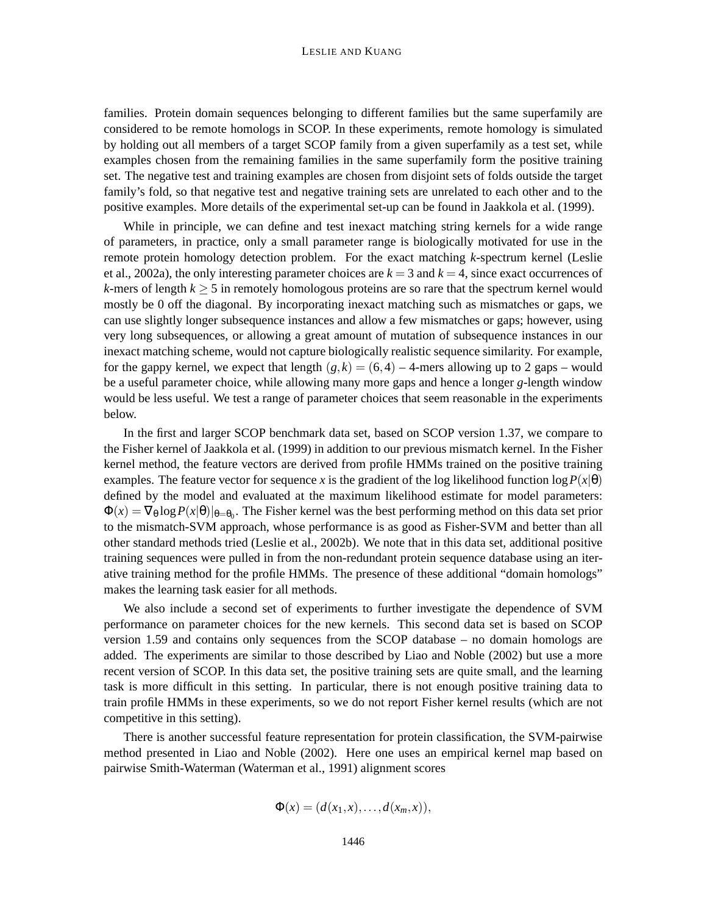families. Protein domain sequences belonging to different families but the same superfamily are considered to be remote homologs in SCOP. In these experiments, remote homology is simulated by holding out all members of a target SCOP family from a given superfamily as a test set, while examples chosen from the remaining families in the same superfamily form the positive training set. The negative test and training examples are chosen from disjoint sets of folds outside the target family's fold, so that negative test and negative training sets are unrelated to each other and to the positive examples. More details of the experimental set-up can be found in Jaakkola et al. (1999).

While in principle, we can define and test inexact matching string kernels for a wide range of parameters, in practice, only a small parameter range is biologically motivated for use in the remote protein homology detection problem. For the exact matching *k*-spectrum kernel (Leslie et al., 2002a), the only interesting parameter choices are $k = 3$ and $k = 4$, since exact occurrences of *k*-mers of length $k \geq 5$ in remotely homologous proteins are so rare that the spectrum kernel would mostly be 0 off the diagonal. By incorporating inexact matching such as mismatches or gaps, we can use slightly longer subsequence instances and allow a few mismatches or gaps; however, using very long subsequences, or allowing a great amount of mutation of subsequence instances in our inexact matching scheme, would not capture biologically realistic sequence similarity. For example, for the gappy kernel, we expect that length $(g, k) = (6, 4)$ – 4-mers allowing up to 2 gaps – would be a useful parameter choice, while allowing many more gaps and hence a longer *g*-length window would be less useful. We test a range of parameter choices that seem reasonable in the experiments below.

In the first and larger SCOP benchmark data set, based on SCOP version 1.37, we compare to the Fisher kernel of Jaakkola et al. (1999) in addition to our previous mismatch kernel. In the Fisher kernel method, the feature vectors are derived from profile HMMs trained on the positive training examples. The feature vector for sequence *x* is the gradient of the log likelihood function $\log P(x|\theta)$ defined by the model and evaluated at the maximum likelihood estimate for model parameters: $\Phi(x) = \nabla_\theta \log P(x|\theta)|_{\theta=\theta_0}$. The Fisher kernel was the best performing method on this data set prior to the mismatch-SVM approach, whose performance is as good as Fisher-SVM and better than all other standard methods tried (Leslie et al., 2002b). We note that in this data set, additional positive training sequences were pulled in from the non-redundant protein sequence database using an iterative training method for the profile HMMs. The presence of these additional "domain homologs" makes the learning task easier for all methods.

We also include a second set of experiments to further investigate the dependence of SVM performance on parameter choices for the new kernels. This second data set is based on SCOP version 1.59 and contains only sequences from the SCOP database – no domain homologs are added. The experiments are similar to those described by Liao and Noble (2002) but use a more recent version of SCOP. In this data set, the positive training sets are quite small, and the learning task is more difficult in this setting. In particular, there is not enough positive training data to train profile HMMs in these experiments, so we do not report Fisher kernel results (which are not competitive in this setting).

There is another successful feature representation for protein classification, the SVM-pairwise method presented in Liao and Noble (2002). Here one uses an empirical kernel map based on pairwise Smith-Waterman (Waterman et al., 1991) alignment scores

$$\Phi(x) = (d(x_1, x), \ldots, d(x_m, x)),$$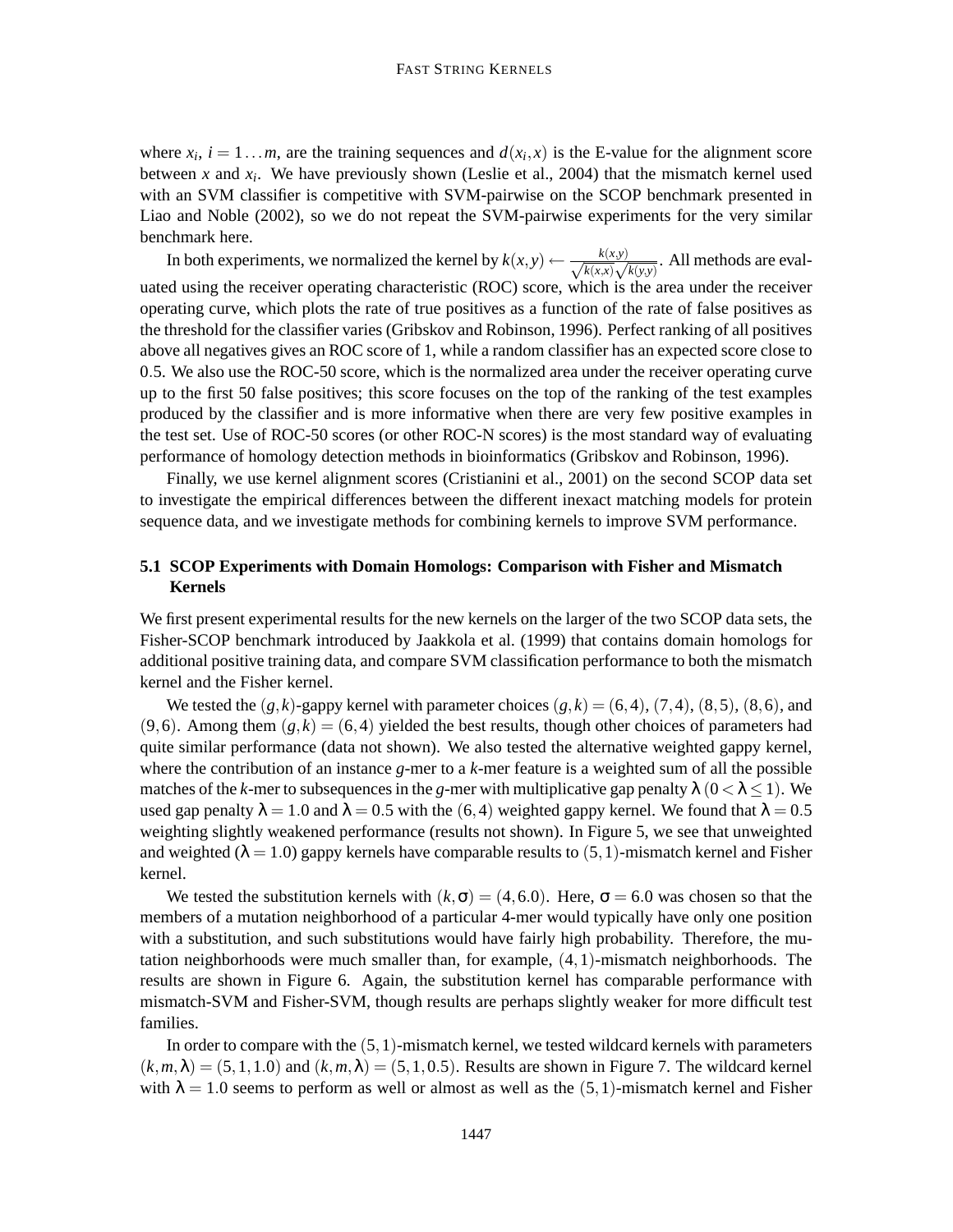where $x_i$, $i = 1 \ldots m$, are the training sequences and $d(x_i, x)$ is the E-value for the alignment score between $x$ and $x_i$. We have previously shown (Leslie et al., 2004) that the mismatch kernel used with an SVM classifier is competitive with SVM-pairwise on the SCOP benchmark presented in Liao and Noble (2002), so we do not repeat the SVM-pairwise experiments for the very similar benchmark here.

In both experiments, we normalized the kernel by $k(x,y) \leftarrow \frac{k(x,y)}{\sqrt{k(x,x)}\sqrt{k(y,y)}}$. All methods are evaluated using the receiver operating characteristic (ROC) score, which is the area under the receiver operating curve, which plots the rate of true positives as a function of the rate of false positives as the threshold for the classifier varies (Gribskov and Robinson, 1996). Perfect ranking of all positives above all negatives gives an ROC score of 1, while a random classifier has an expected score close to 0.5. We also use the ROC-50 score, which is the normalized area under the receiver operating curve up to the first 50 false positives; this score focuses on the top of the ranking of the test examples produced by the classifier and is more informative when there are very few positive examples in the test set. Use of ROC-50 scores (or other ROC-N scores) is the most standard way of evaluating performance of homology detection methods in bioinformatics (Gribskov and Robinson, 1996).

Finally, we use kernel alignment scores (Cristianini et al., 2001) on the second SCOP data set to investigate the empirical differences between the different inexact matching models for protein sequence data, and we investigate methods for combining kernels to improve SVM performance.

### 5.1 SCOP Experiments with Domain Homologs: Comparison with Fisher and Mismatch Kernels

We first present experimental results for the new kernels on the larger of the two SCOP data sets, the Fisher-SCOP benchmark introduced by Jaakkola et al. (1999) that contains domain homologs for additional positive training data, and compare SVM classification performance to both the mismatch kernel and the Fisher kernel.

We tested the $(g,k)$-gappy kernel with parameter choices $(g,k) = (6,4)$, $(7,4)$, $(8,5)$, $(8,6)$, and $(9,6)$. Among them $(g,k) = (6,4)$ yielded the best results, though other choices of parameters had quite similar performance (data not shown). We also tested the alternative weighted gappy kernel, where the contribution of an instance $g$-mer to a $k$-mer feature is a weighted sum of all the possible matches of the $k$-mer to subsequences in the $g$-mer with multiplicative gap penalty $\lambda$ $(0 < \lambda \leq 1)$. We used gap penalty $\lambda = 1.0$ and $\lambda = 0.5$ with the $(6,4)$ weighted gappy kernel. We found that $\lambda = 0.5$ weighting slightly weakened performance (results not shown). In Figure 5, we see that unweighted and weighted ($\lambda = 1.0$) gappy kernels have comparable results to $(5,1)$-mismatch kernel and Fisher kernel.

We tested the substitution kernels with $(k,\sigma) = (4, 6.0)$. Here, $\sigma = 6.0$ was chosen so that the members of a mutation neighborhood of a particular 4-mer would typically have only one position with a substitution, and such substitutions would have fairly high probability. Therefore, the mutation neighborhoods were much smaller than, for example, $(4,1)$-mismatch neighborhoods. The results are shown in Figure 6. Again, the substitution kernel has comparable performance with mismatch-SVM and Fisher-SVM, though results are perhaps slightly weaker for more difficult test families.

In order to compare with the $(5,1)$-mismatch kernel, we tested wildcard kernels with parameters $(k,m,\lambda) = (5,1,1.0)$ and $(k,m,\lambda) = (5,1,0.5)$. Results are shown in Figure 7. The wildcard kernel with $\lambda = 1.0$ seems to perform as well or almost as well as the $(5,1)$-mismatch kernel and Fisher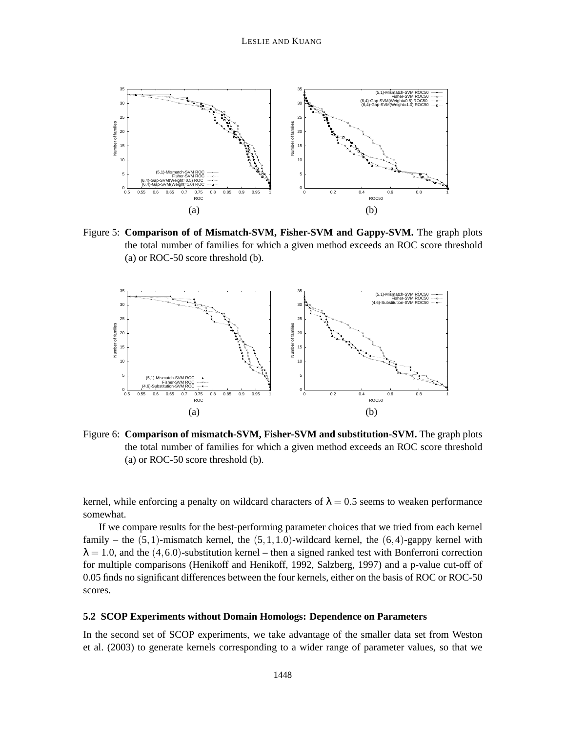Figure 5: **Comparison of of Mismatch-SVM, Fisher-SVM and Gappy-SVM.** The graph plots the total number of families for which a given method exceeds an ROC score threshold (a) or ROC-50 score threshold (b).

Figure 6: **Comparison of mismatch-SVM, Fisher-SVM and substitution-SVM.** The graph plots the total number of families for which a given method exceeds an ROC score threshold (a) or ROC-50 score threshold (b).

kernel, while enforcing a penalty on wildcard characters of $\lambda = 0.5$ seems to weaken performance somewhat.

If we compare results for the best-performing parameter choices that we tried from each kernel family – the $(5,1)$-mismatch kernel, the $(5,1,1.0)$-wildcard kernel, the $(6,4)$-gappy kernel with $\lambda = 1.0$, and the $(4,6.0)$-substitution kernel – then a signed ranked test with Bonferroni correction for multiple comparisons (Henikoff and Henikoff, 1992, Salzberg, 1997) and a p-value cut-off of 0.05 finds no significant differences between the four kernels, either on the basis of ROC or ROC-50 scores.

### 5.2 SCOP Experiments without Domain Homologs: Dependence on Parameters

In the second set of SCOP experiments, we take advantage of the smaller data set from Weston et al. (2003) to generate kernels corresponding to a wider range of parameter values, so that we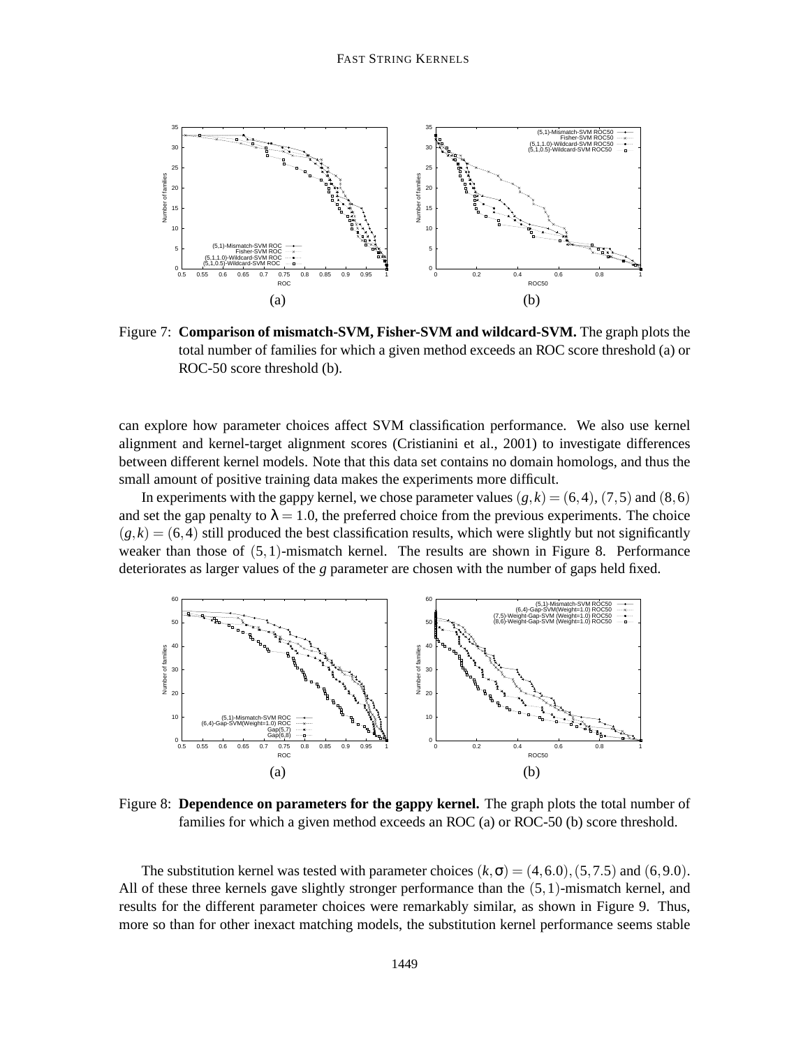Figure 7: **Comparison of mismatch-SVM, Fisher-SVM and wildcard-SVM.** The graph plots the total number of families for which a given method exceeds an ROC score threshold (a) or ROC-50 score threshold (b).

can explore how parameter choices affect SVM classification performance. We also use kernel alignment and kernel-target alignment scores (Cristianini et al., 2001) to investigate differences between different kernel models. Note that this data set contains no domain homologs, and thus the small amount of positive training data makes the experiments more difficult.

In experiments with the gappy kernel, we chose parameter values $(g,k) = (6,4)$, $(7,5)$ and $(8,6)$ and set the gap penalty to $\lambda = 1.0$, the preferred choice from the previous experiments. The choice $(g,k) = (6,4)$ still produced the best classification results, which were slightly but not significantly weaker than those of $(5,1)$-mismatch kernel. The results are shown in Figure 8. Performance deteriorates as larger values of the $g$ parameter are chosen with the number of gaps held fixed.

Figure 8: **Dependence on parameters for the gappy kernel.** The graph plots the total number of families for which a given method exceeds an ROC (a) or ROC-50 (b) score threshold.

The substitution kernel was tested with parameter choices $(k,\sigma) = (4,6.0),(5,7.5)$ and $(6,9.0)$. All of these three kernels gave slightly stronger performance than the $(5,1)$-mismatch kernel, and results for the different parameter choices were remarkably similar, as shown in Figure 9. Thus, more so than for other inexact matching models, the substitution kernel performance seems stable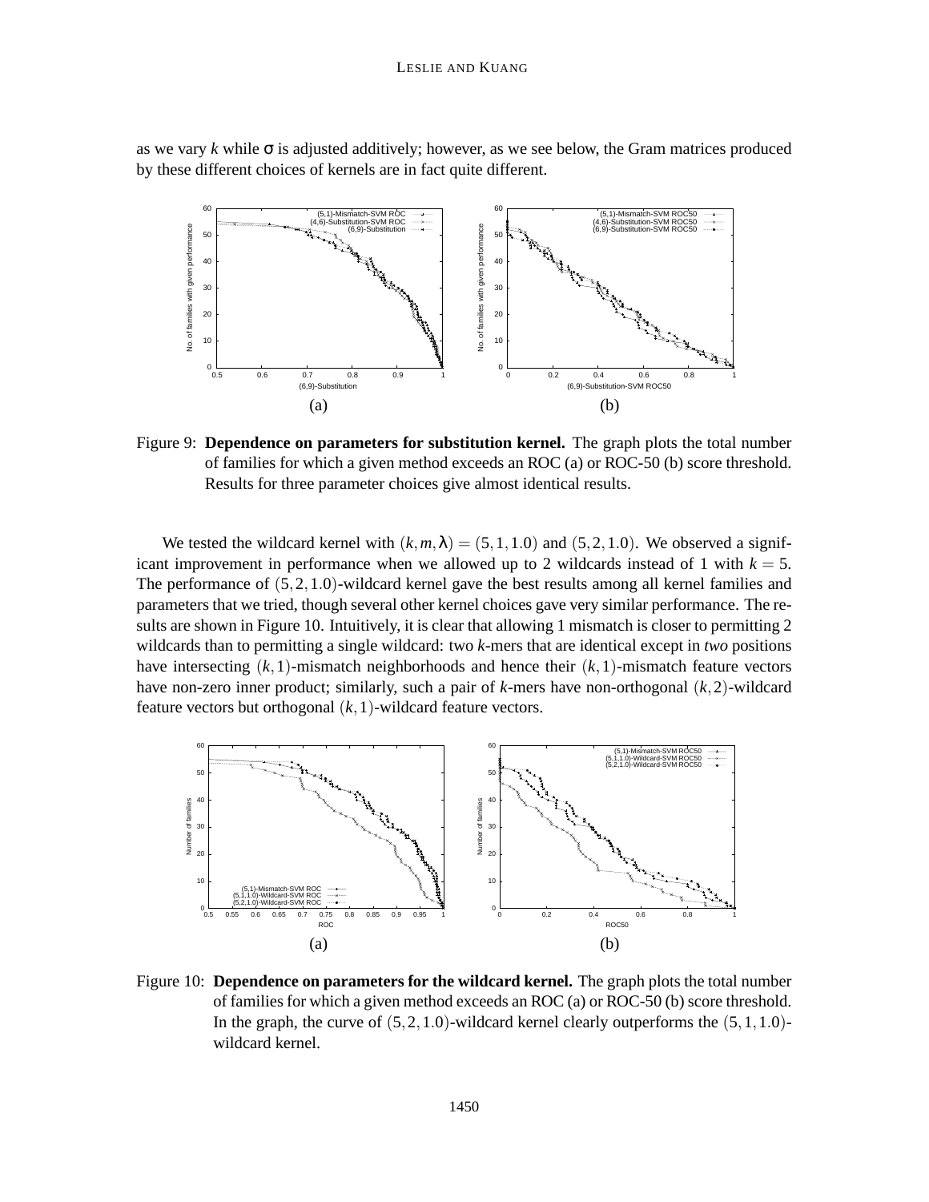as we vary $k$ while $\sigma$ is adjusted additively; however, as we see below, the Gram matrices produced by these different choices of kernels are in fact quite different.

Figure 9: **Dependence on parameters for substitution kernel.** The graph plots the total number of families for which a given method exceeds an ROC (a) or ROC-50 (b) score threshold. Results for three parameter choices give almost identical results.

We tested the wildcard kernel with $(k, m, \lambda) = (5, 1, 1.0)$ and $(5, 2, 1.0)$. We observed a significant improvement in performance when we allowed up to 2 wildcards instead of 1 with $k = 5$. The performance of $(5, 2, 1.0)$-wildcard kernel gave the best results among all kernel families and parameters that we tried, though several other kernel choices gave very similar performance. The results are shown in Figure 10. Intuitively, it is clear that allowing 1 mismatch is closer to permitting 2 wildcards than to permitting a single wildcard: two $k$-mers that are identical except in *two* positions have intersecting $(k, 1)$-mismatch neighborhoods and hence their $(k, 1)$-mismatch feature vectors have non-zero inner product; similarly, such a pair of $k$-mers have non-orthogonal $(k, 2)$-wildcard feature vectors but orthogonal $(k, 1)$-wildcard feature vectors.

Figure 10: **Dependence on parameters for the wildcard kernel.** The graph plots the total number of families for which a given method exceeds an ROC (a) or ROC-50 (b) score threshold. In the graph, the curve of $(5, 2, 1.0)$-wildcard kernel clearly outperforms the $(5, 1, 1.0)$-wildcard kernel.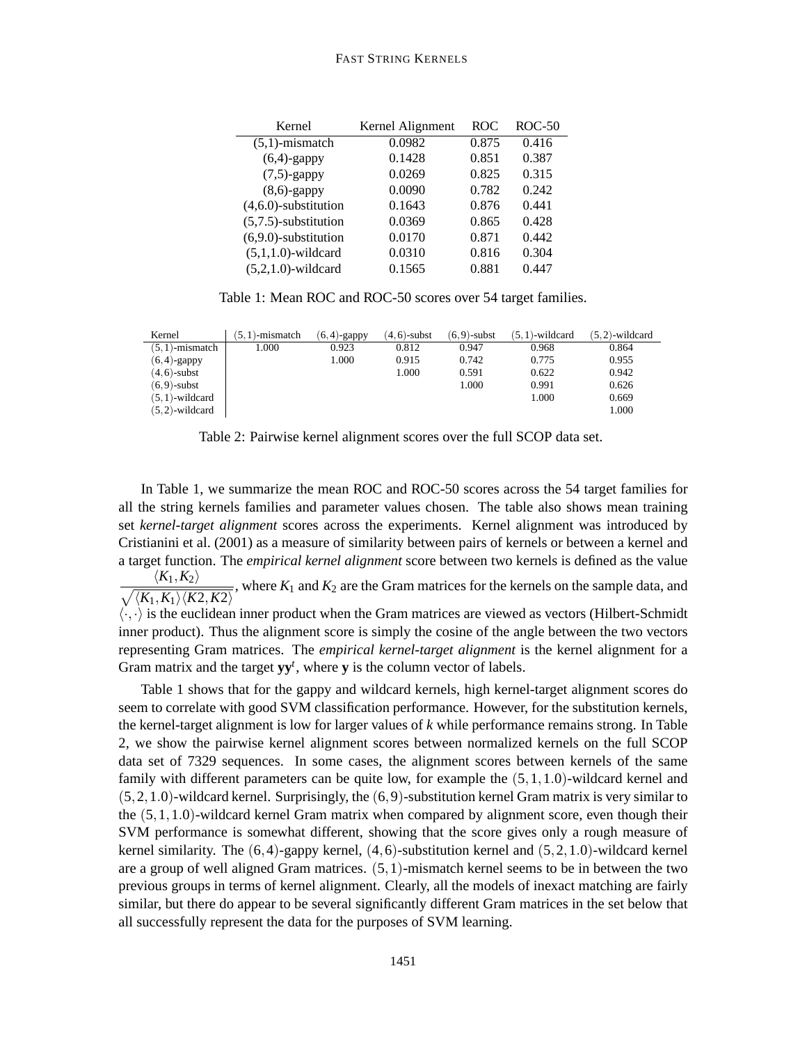| Kernel | Kernel Alignment | ROC | ROC-50 |
|---|---|---|---|
| (5,1)-mismatch | 0.0982 | 0.875 | 0.416 |
| (6,4)-gappy | 0.1428 | 0.851 | 0.387 |
| (7,5)-gappy | 0.0269 | 0.825 | 0.315 |
| (8,6)-gappy | 0.0090 | 0.782 | 0.242 |
| (4,6.0)-substitution | 0.1643 | 0.876 | 0.441 |
| (5,7.5)-substitution | 0.0369 | 0.865 | 0.428 |
| (6,9.0)-substitution | 0.0170 | 0.871 | 0.442 |
| (5,1,1.0)-wildcard | 0.0310 | 0.816 | 0.304 |
| (5,2,1.0)-wildcard | 0.1565 | 0.881 | 0.447 |

Table 1: Mean ROC and ROC-50 scores over 54 target families.

| Kernel | $(5,1)$-mismatch | $(6,4)$-gappy | $(4,6)$-subst | $(6,9)$-subst | $(5,1)$-wildcard | $(5,2)$-wildcard |
|---|---|---|---|---|---|---|
| $(5,1)$-mismatch | 1.000 | 0.923 | 0.812 | 0.947 | 0.968 | 0.864 |
| $(6,4)$-gappy | | 1.000 | 0.915 | 0.742 | 0.775 | 0.955 |
| $(4,6)$-subst | | | 1.000 | 0.591 | 0.622 | 0.942 |
| $(6,9)$-subst | | | | 1.000 | 0.991 | 0.626 |
| $(5,1)$-wildcard | | | | | 1.000 | 0.669 |
| $(5,2)$-wildcard | | | | | | 1.000 |

Table 2: Pairwise kernel alignment scores over the full SCOP data set.

In Table 1, we summarize the mean ROC and ROC-50 scores across the 54 target families for all the string kernels families and parameter values chosen. The table also shows mean training set *kernel-target alignment* scores across the experiments. Kernel alignment was introduced by Cristianini et al. (2001) as a measure of similarity between pairs of kernels or between a kernel and a target function. The *empirical kernel alignment* score between two kernels is defined as the value $\frac{\langle K_1, K_2 \rangle}{\sqrt{\langle K_1, K_1 \rangle \langle K2, K2 \rangle}}$, where $K_1$ and $K_2$ are the Gram matrices for the kernels on the sample data, and $\langle \cdot, \cdot \rangle$ is the euclidean inner product when the Gram matrices are viewed as vectors (Hilbert-Schmidt inner product). Thus the alignment score is simply the cosine of the angle between the two vectors representing Gram matrices. The *empirical kernel-target alignment* is the kernel alignment for a Gram matrix and the target $\mathbf{y}\mathbf{y}^t$, where $\mathbf{y}$ is the column vector of labels.

Table 1 shows that for the gappy and wildcard kernels, high kernel-target alignment scores do seem to correlate with good SVM classification performance. However, for the substitution kernels, the kernel-target alignment is low for larger values of $k$ while performance remains strong. In Table 2, we show the pairwise kernel alignment scores between normalized kernels on the full SCOP data set of 7329 sequences. In some cases, the alignment scores between kernels of the same family with different parameters can be quite low, for example the $(5,1,1.0)$-wildcard kernel and $(5,2,1.0)$-wildcard kernel. Surprisingly, the $(6,9)$-substitution kernel Gram matrix is very similar to the $(5,1,1.0)$-wildcard kernel Gram matrix when compared by alignment score, even though their SVM performance is somewhat different, showing that the score gives only a rough measure of kernel similarity. The $(6,4)$-gappy kernel, $(4,6)$-substitution kernel and $(5,2,1.0)$-wildcard kernel are a group of well aligned Gram matrices. $(5,1)$-mismatch kernel seems to be in between the two previous groups in terms of kernel alignment. Clearly, all the models of inexact matching are fairly similar, but there do appear to be several significantly different Gram matrices in the set below that all successfully represent the data for the purposes of SVM learning.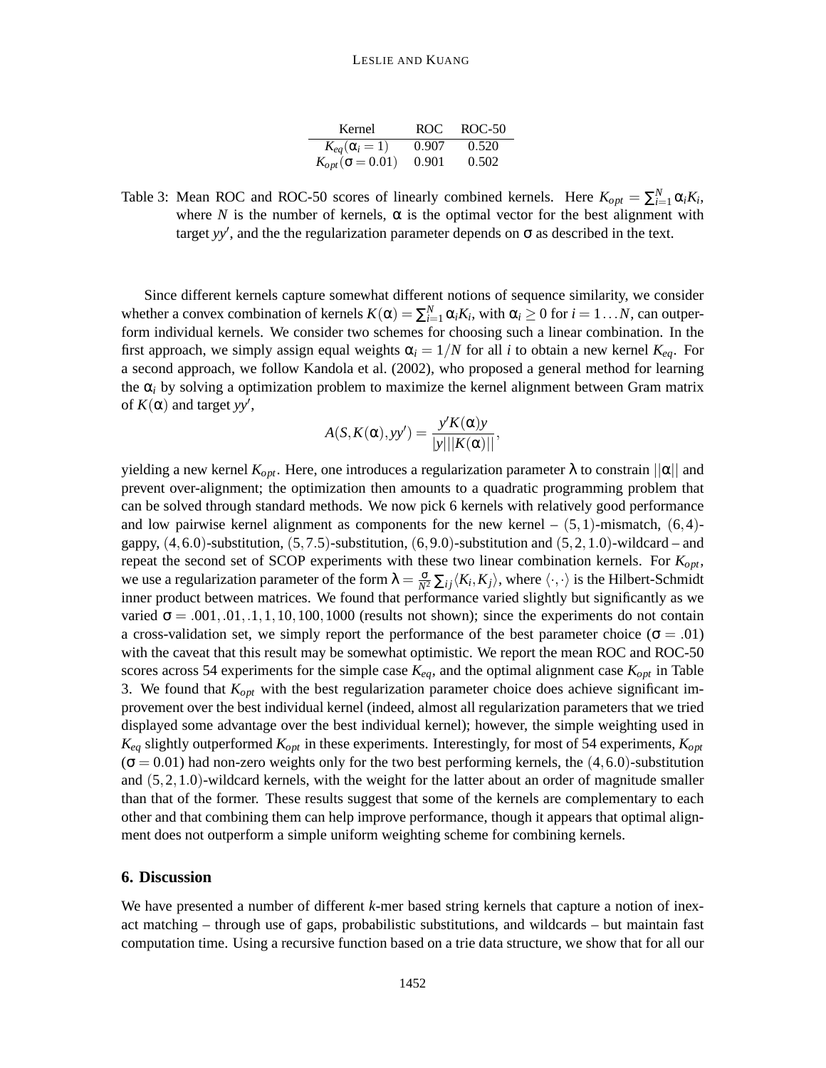| Kernel | ROC | ROC-50 |
|---|---|---|
| $K_{eq}(\alpha_i = 1)$ | 0.907 | 0.520 |
| $K_{opt}(\sigma = 0.01)$ | 0.901 | 0.502 |

Table 3: Mean ROC and ROC-50 scores of linearly combined kernels. Here $K_{opt} = \sum_{i=1}^{N} \alpha_i K_i$, where $N$ is the number of kernels, $\alpha$ is the optimal vector for the best alignment with target $yy'$, and the the regularization parameter depends on $\sigma$ as described in the text.

Since different kernels capture somewhat different notions of sequence similarity, we consider whether a convex combination of kernels $K(\alpha) = \sum_{i=1}^{N} \alpha_i K_i$, with $\alpha_i \geq 0$ for $i = 1 \ldots N$, can outperform individual kernels. We consider two schemes for choosing such a linear combination. In the first approach, we simply assign equal weights $\alpha_i = 1/N$ for all $i$ to obtain a new kernel $K_{eq}$. For a second approach, we follow Kandola et al. (2002), who proposed a general method for learning the $\alpha_i$ by solving a optimization problem to maximize the kernel alignment between Gram matrix of $K(\alpha)$ and target $yy'$,

$$A(S, K(\alpha), yy') = \frac{y' K(\alpha) y}{|y| ||K(\alpha)||},$$

yielding a new kernel $K_{opt}$. Here, one introduces a regularization parameter $\lambda$ to constrain $||\alpha||$ and prevent over-alignment; the optimization then amounts to a quadratic programming problem that can be solved through standard methods. We now pick 6 kernels with relatively good performance and low pairwise kernel alignment as components for the new kernel – $(5,1)$-mismatch, $(6,4)$-gappy, $(4,6.0)$-substitution, $(5,7.5)$-substitution, $(6,9.0)$-substitution and $(5,2,1.0)$-wildcard – and repeat the second set of SCOP experiments with these two linear combination kernels. For $K_{opt}$, we use a regularization parameter of the form $\lambda = \frac{\sigma}{N^2} \sum_{ij} \langle K_i, K_j \rangle$, where $\langle \cdot, \cdot \rangle$ is the Hilbert-Schmidt inner product between matrices. We found that performance varied slightly but significantly as we varied $\sigma = .001, .01, .1, 1, 10, 100, 1000$ (results not shown); since the experiments do not contain a cross-validation set, we simply report the performance of the best parameter choice ($\sigma = .01$) with the caveat that this result may be somewhat optimistic. We report the mean ROC and ROC-50 scores across 54 experiments for the simple case $K_{eq}$, and the optimal alignment case $K_{opt}$ in Table 3. We found that $K_{opt}$ with the best regularization parameter choice does achieve significant improvement over the best individual kernel (indeed, almost all regularization parameters that we tried displayed some advantage over the best individual kernel); however, the simple weighting used in $K_{eq}$ slightly outperformed $K_{opt}$ in these experiments. Interestingly, for most of 54 experiments, $K_{opt}$ ($\sigma = 0.01$) had non-zero weights only for the two best performing kernels, the $(4,6.0)$-substitution and $(5,2,1.0)$-wildcard kernels, with the weight for the latter about an order of magnitude smaller than that of the former. These results suggest that some of the kernels are complementary to each other and that combining them can help improve performance, though it appears that optimal alignment does not outperform a simple uniform weighting scheme for combining kernels.

## 6. Discussion

We have presented a number of different $k$-mer based string kernels that capture a notion of inexact matching – through use of gaps, probabilistic substitutions, and wildcards – but maintain fast computation time. Using a recursive function based on a trie data structure, we show that for all our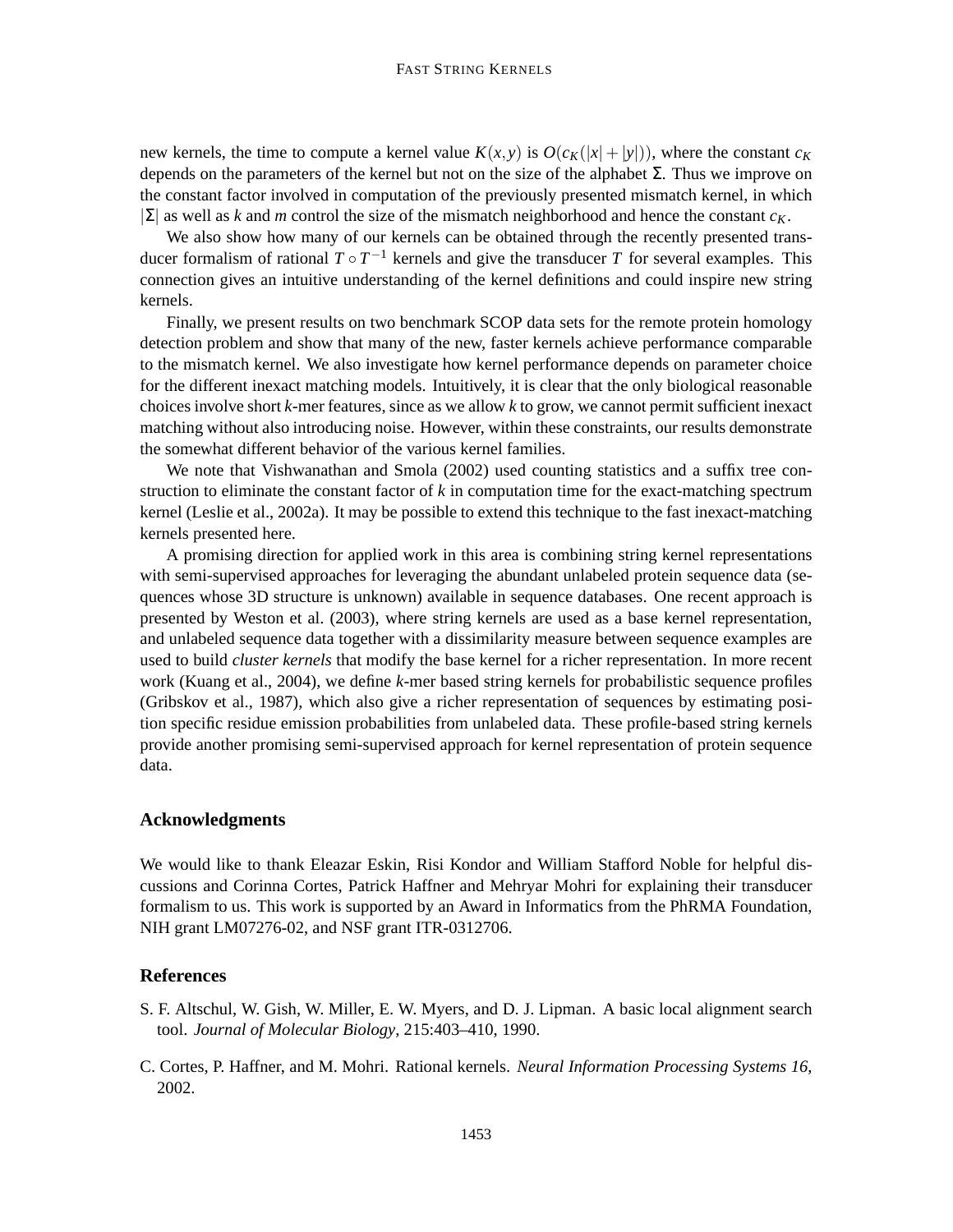new kernels, the time to compute a kernel value $K(x,y)$ is $O(c_K(|x|+|y|))$, where the constant $c_K$ depends on the parameters of the kernel but not on the size of the alphabet $\Sigma$. Thus we improve on the constant factor involved in computation of the previously presented mismatch kernel, in which $|\Sigma|$ as well as $k$ and $m$ control the size of the mismatch neighborhood and hence the constant $c_K$.

We also show how many of our kernels can be obtained through the recently presented transducer formalism of rational $T \circ T^{-1}$ kernels and give the transducer $T$ for several examples. This connection gives an intuitive understanding of the kernel definitions and could inspire new string kernels.

Finally, we present results on two benchmark SCOP data sets for the remote protein homology detection problem and show that many of the new, faster kernels achieve performance comparable to the mismatch kernel. We also investigate how kernel performance depends on parameter choice for the different inexact matching models. Intuitively, it is clear that the only biological reasonable choices involve short *k*-mer features, since as we allow *k* to grow, we cannot permit sufficient inexact matching without also introducing noise. However, within these constraints, our results demonstrate the somewhat different behavior of the various kernel families.

We note that Vishwanathan and Smola (2002) used counting statistics and a suffix tree construction to eliminate the constant factor of *k* in computation time for the exact-matching spectrum kernel (Leslie et al., 2002a). It may be possible to extend this technique to the fast inexact-matching kernels presented here.

A promising direction for applied work in this area is combining string kernel representations with semi-supervised approaches for leveraging the abundant unlabeled protein sequence data (sequences whose 3D structure is unknown) available in sequence databases. One recent approach is presented by Weston et al. (2003), where string kernels are used as a base kernel representation, and unlabeled sequence data together with a dissimilarity measure between sequence examples are used to build *cluster kernels* that modify the base kernel for a richer representation. In more recent work (Kuang et al., 2004), we define *k*-mer based string kernels for probabilistic sequence profiles (Gribskov et al., 1987), which also give a richer representation of sequences by estimating position specific residue emission probabilities from unlabeled data. These profile-based string kernels provide another promising semi-supervised approach for kernel representation of protein sequence data.

## Acknowledgments

We would like to thank Eleazar Eskin, Risi Kondor and William Stafford Noble for helpful discussions and Corinna Cortes, Patrick Haffner and Mehryar Mohri for explaining their transducer formalism to us. This work is supported by an Award in Informatics from the PhRMA Foundation, NIH grant LM07276-02, and NSF grant ITR-0312706.

## References

S. F. Altschul, W. Gish, W. Miller, E. W. Myers, and D. J. Lipman. A basic local alignment search tool. *Journal of Molecular Biology*, 215:403–410, 1990.

C. Cortes, P. Haffner, and M. Mohri. Rational kernels. *Neural Information Processing Systems 16*, 2002.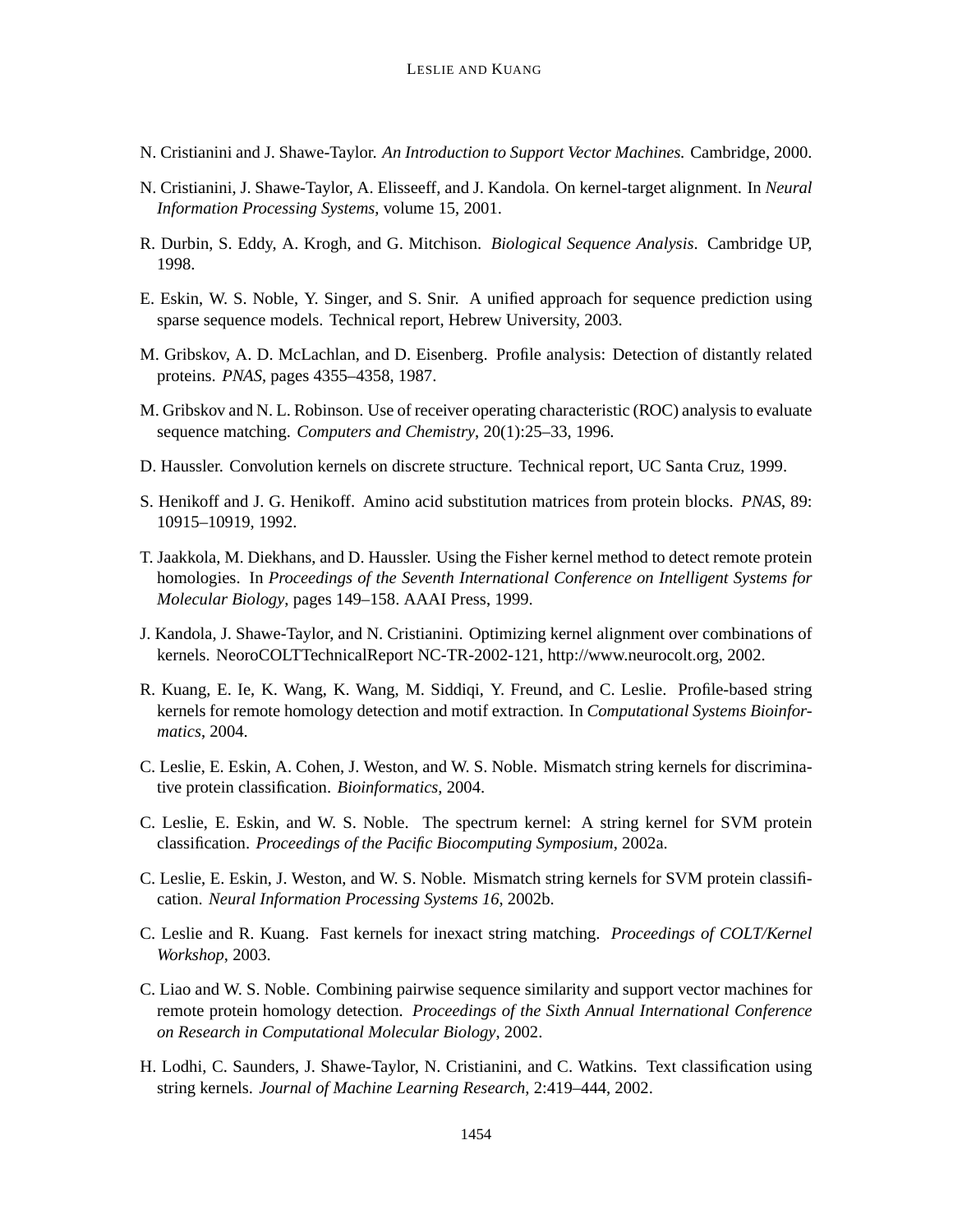N. Cristianini and J. Shawe-Taylor. *An Introduction to Support Vector Machines.* Cambridge, 2000.

N. Cristianini, J. Shawe-Taylor, A. Elisseeff, and J. Kandola. On kernel-target alignment. In *Neural Information Processing Systems*, volume 15, 2001.

R. Durbin, S. Eddy, A. Krogh, and G. Mitchison. *Biological Sequence Analysis*. Cambridge UP, 1998.

E. Eskin, W. S. Noble, Y. Singer, and S. Snir. A unified approach for sequence prediction using sparse sequence models. Technical report, Hebrew University, 2003.

M. Gribskov, A. D. McLachlan, and D. Eisenberg. Profile analysis: Detection of distantly related proteins. *PNAS*, pages 4355–4358, 1987.

M. Gribskov and N. L. Robinson. Use of receiver operating characteristic (ROC) analysis to evaluate sequence matching. *Computers and Chemistry*, 20(1):25–33, 1996.

D. Haussler. Convolution kernels on discrete structure. Technical report, UC Santa Cruz, 1999.

S. Henikoff and J. G. Henikoff. Amino acid substitution matrices from protein blocks. *PNAS*, 89: 10915–10919, 1992.

T. Jaakkola, M. Diekhans, and D. Haussler. Using the Fisher kernel method to detect remote protein homologies. In *Proceedings of the Seventh International Conference on Intelligent Systems for Molecular Biology*, pages 149–158. AAAI Press, 1999.

J. Kandola, J. Shawe-Taylor, and N. Cristianini. Optimizing kernel alignment over combinations of kernels. NeoroCOLTTechnicalReport NC-TR-2002-121, http://www.neurocolt.org, 2002.

R. Kuang, E. Ie, K. Wang, K. Wang, M. Siddiqi, Y. Freund, and C. Leslie. Profile-based string kernels for remote homology detection and motif extraction. In *Computational Systems Bioinformatics*, 2004.

C. Leslie, E. Eskin, A. Cohen, J. Weston, and W. S. Noble. Mismatch string kernels for discriminative protein classification. *Bioinformatics*, 2004.

C. Leslie, E. Eskin, and W. S. Noble. The spectrum kernel: A string kernel for SVM protein classification. *Proceedings of the Pacific Biocomputing Symposium*, 2002a.

C. Leslie, E. Eskin, J. Weston, and W. S. Noble. Mismatch string kernels for SVM protein classification. *Neural Information Processing Systems 16*, 2002b.

C. Leslie and R. Kuang. Fast kernels for inexact string matching. *Proceedings of COLT/Kernel Workshop*, 2003.

C. Liao and W. S. Noble. Combining pairwise sequence similarity and support vector machines for remote protein homology detection. *Proceedings of the Sixth Annual International Conference on Research in Computational Molecular Biology*, 2002.

H. Lodhi, C. Saunders, J. Shawe-Taylor, N. Cristianini, and C. Watkins. Text classification using string kernels. *Journal of Machine Learning Research*, 2:419–444, 2002.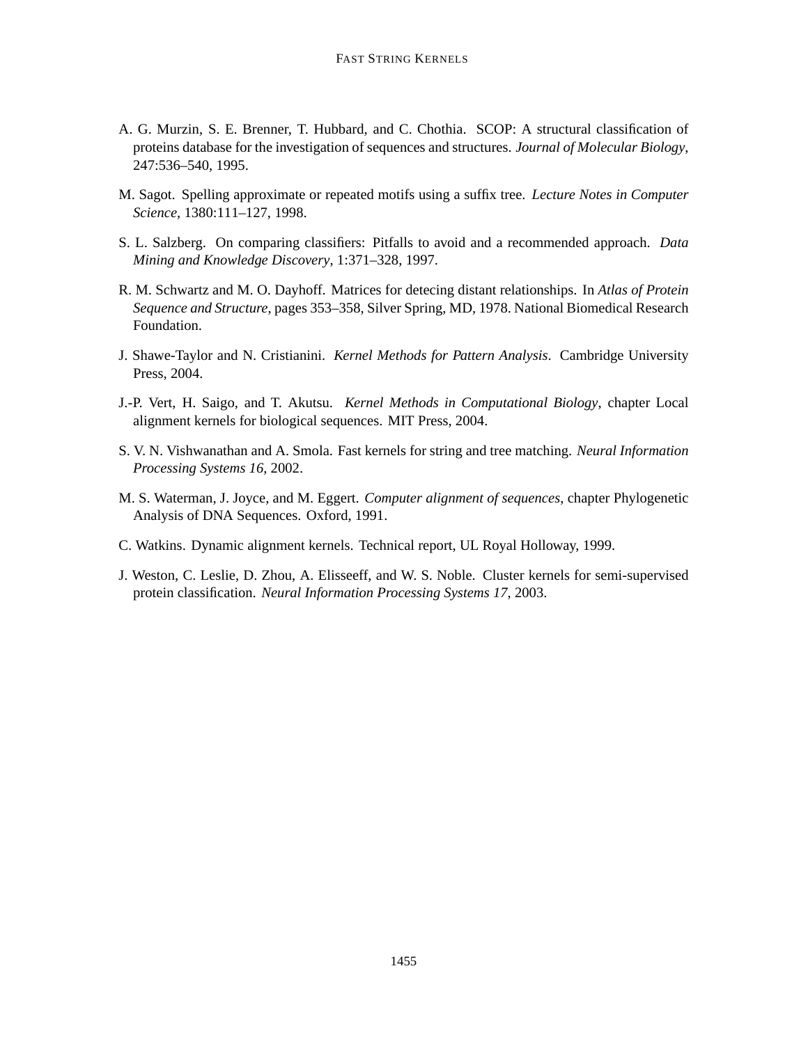A. G. Murzin, S. E. Brenner, T. Hubbard, and C. Chothia. SCOP: A structural classification of proteins database for the investigation of sequences and structures. *Journal of Molecular Biology*, 247:536–540, 1995.

M. Sagot. Spelling approximate or repeated motifs using a suffix tree. *Lecture Notes in Computer Science*, 1380:111–127, 1998.

S. L. Salzberg. On comparing classifiers: Pitfalls to avoid and a recommended approach. *Data Mining and Knowledge Discovery*, 1:371–328, 1997.

R. M. Schwartz and M. O. Dayhoff. Matrices for detecing distant relationships. In *Atlas of Protein Sequence and Structure*, pages 353–358, Silver Spring, MD, 1978. National Biomedical Research Foundation.

J. Shawe-Taylor and N. Cristianini. *Kernel Methods for Pattern Analysis*. Cambridge University Press, 2004.

J.-P. Vert, H. Saigo, and T. Akutsu. *Kernel Methods in Computational Biology*, chapter Local alignment kernels for biological sequences. MIT Press, 2004.

S. V. N. Vishwanathan and A. Smola. Fast kernels for string and tree matching. *Neural Information Processing Systems 16*, 2002.

M. S. Waterman, J. Joyce, and M. Eggert. *Computer alignment of sequences*, chapter Phylogenetic Analysis of DNA Sequences. Oxford, 1991.

C. Watkins. Dynamic alignment kernels. Technical report, UL Royal Holloway, 1999.

J. Weston, C. Leslie, D. Zhou, A. Elisseeff, and W. S. Noble. Cluster kernels for semi-supervised protein classification. *Neural Information Processing Systems 17*, 2003.